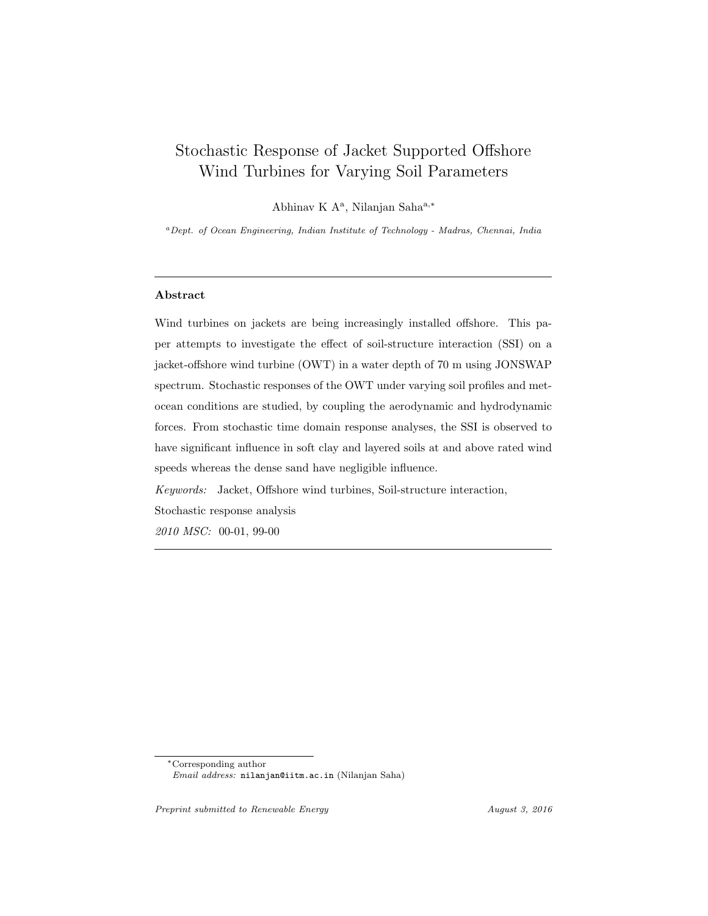# Stochastic Response of Jacket Supported Offshore Wind Turbines for Varying Soil Parameters

Abhinav K A[a], Nilanjan Saha[a,*]

[a] *Dept. of Ocean Engineering, Indian Institute of Technology - Madras, Chennai, India*

---

## Abstract

Wind turbines on jackets are being increasingly installed offshore. This paper attempts to investigate the effect of soil-structure interaction (SSI) on a jacket-offshore wind turbine (OWT) in a water depth of 70 m using JONSWAP spectrum. Stochastic responses of the OWT under varying soil profiles and metocean conditions are studied, by coupling the aerodynamic and hydrodynamic forces. From stochastic time domain response analyses, the SSI is observed to have significant influence in soft clay and layered soils at and above rated wind speeds whereas the dense sand have negligible influence.

*Keywords:* Jacket, Offshore wind turbines, Soil-structure interaction, Stochastic response analysis

*2010 MSC:* 00-01, 99-00

---

[*] Corresponding author
*Email address:* nilanjan@iitm.ac.in (Nilanjan Saha)

*Preprint submitted to Renewable Energy* *August 3, 2016*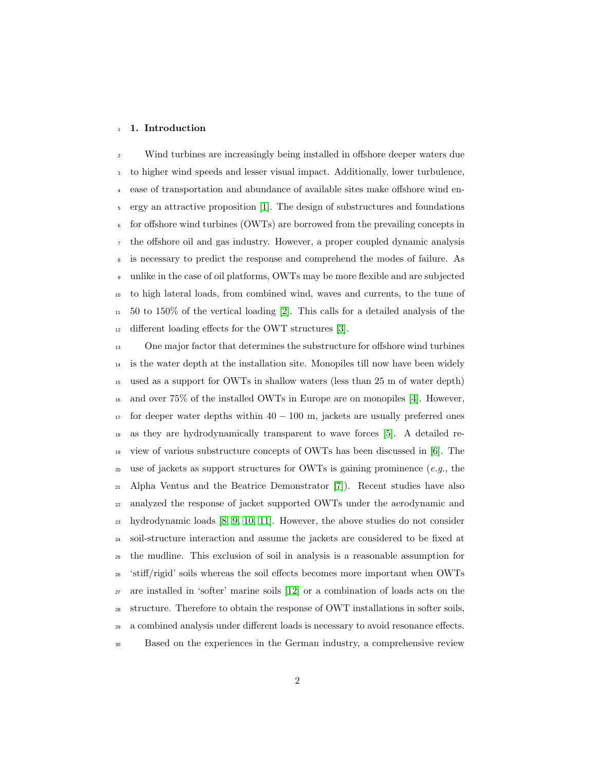## 1. Introduction

Wind turbines are increasingly being installed in offshore deeper waters due to higher wind speeds and lesser visual impact. Additionally, lower turbulence, ease of transportation and abundance of available sites make offshore wind energy an attractive proposition [1]. The design of substructures and foundations for offshore wind turbines (OWTs) are borrowed from the prevailing concepts in the offshore oil and gas industry. However, a proper coupled dynamic analysis is necessary to predict the response and comprehend the modes of failure. As unlike in the case of oil platforms, OWTs may be more flexible and are subjected to high lateral loads, from combined wind, waves and currents, to the tune of 50 to 150% of the vertical loading [2]. This calls for a detailed analysis of the different loading effects for the OWT structures [3].

One major factor that determines the substructure for offshore wind turbines is the water depth at the installation site. Monopiles till now have been widely used as a support for OWTs in shallow waters (less than 25 m of water depth) and over 75% of the installed OWTs in Europe are on monopiles [4]. However, for deeper water depths within $40 - 100$ m, jackets are usually preferred ones as they are hydrodynamically transparent to wave forces [5]. A detailed review of various substructure concepts of OWTs has been discussed in [6]. The use of jackets as support structures for OWTs is gaining prominence (*e.g.*, the Alpha Ventus and the Beatrice Demonstrator [7]). Recent studies have also analyzed the response of jacket supported OWTs under the aerodynamic and hydrodynamic loads [8, 9, 10, 11]. However, the above studies do not consider soil-structure interaction and assume the jackets are considered to be fixed at the mudline. This exclusion of soil in analysis is a reasonable assumption for 'stiff/rigid' soils whereas the soil effects becomes more important when OWTs are installed in 'softer' marine soils [12] or a combination of loads acts on the structure. Therefore to obtain the response of OWT installations in softer soils, a combined analysis under different loads is necessary to avoid resonance effects.

Based on the experiences in the German industry, a comprehensive review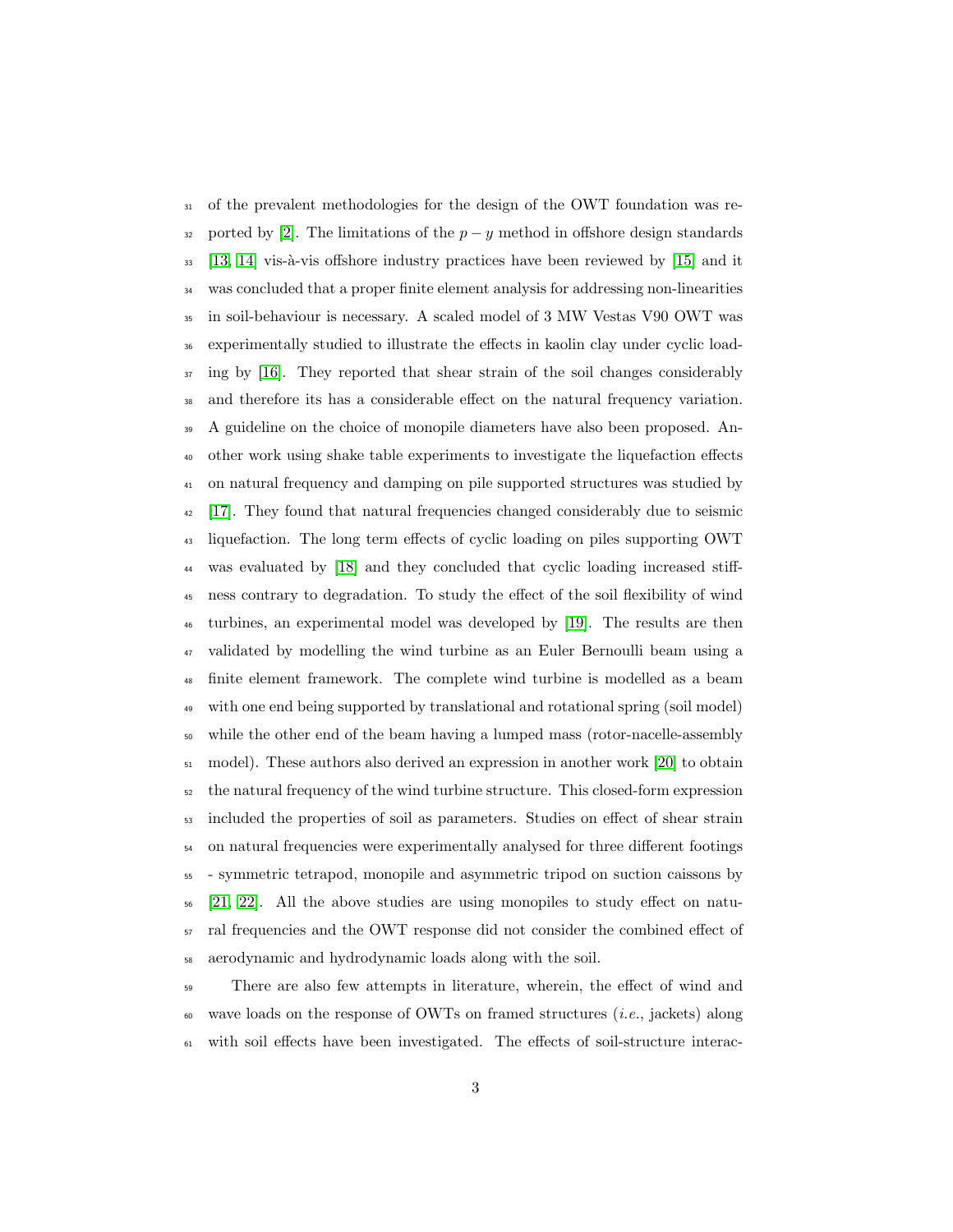of the prevalent methodologies for the design of the OWT foundation was reported by [2]. The limitations of the $p-y$ method in offshore design standards [13, 14] vis-à-vis offshore industry practices have been reviewed by [15] and it was concluded that a proper finite element analysis for addressing non-linearities in soil-behaviour is necessary. A scaled model of 3 MW Vestas V90 OWT was experimentally studied to illustrate the effects in kaolin clay under cyclic loading by [16]. They reported that shear strain of the soil changes considerably and therefore its has a considerable effect on the natural frequency variation. A guideline on the choice of monopile diameters have also been proposed. Another work using shake table experiments to investigate the liquefaction effects on natural frequency and damping on pile supported structures was studied by [17]. They found that natural frequencies changed considerably due to seismic liquefaction. The long term effects of cyclic loading on piles supporting OWT was evaluated by [18] and they concluded that cyclic loading increased stiffness contrary to degradation. To study the effect of the soil flexibility of wind turbines, an experimental model was developed by [19]. The results are then validated by modelling the wind turbine as an Euler Bernoulli beam using a finite element framework. The complete wind turbine is modelled as a beam with one end being supported by translational and rotational spring (soil model) while the other end of the beam having a lumped mass (rotor-nacelle-assembly model). These authors also derived an expression in another work [20] to obtain the natural frequency of the wind turbine structure. This closed-form expression included the properties of soil as parameters. Studies on effect of shear strain on natural frequencies were experimentally analysed for three different footings - symmetric tetrapod, monopile and asymmetric tripod on suction caissons by [21, 22]. All the above studies are using monopiles to study effect on natural frequencies and the OWT response did not consider the combined effect of aerodynamic and hydrodynamic loads along with the soil.

There are also few attempts in literature, wherein, the effect of wind and wave loads on the response of OWTs on framed structures (*i.e.*, jackets) along with soil effects have been investigated. The effects of soil-structure interac-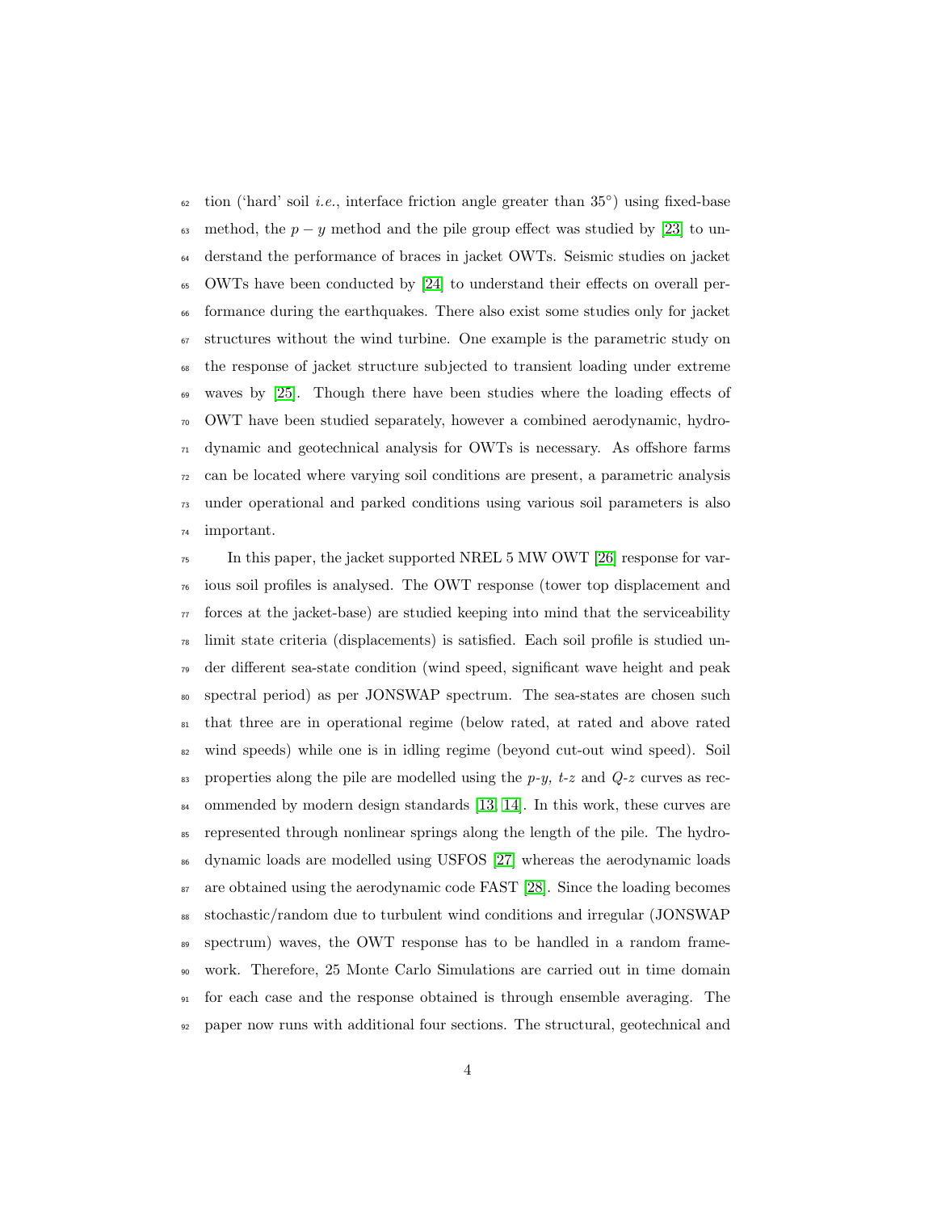tion ('hard' soil *i.e.*, interface friction angle greater than 35°) using fixed-base method, the $p-y$ method and the pile group effect was studied by [23] to understand the performance of braces in jacket OWTs. Seismic studies on jacket OWTs have been conducted by [24] to understand their effects on overall performance during the earthquakes. There also exist some studies only for jacket structures without the wind turbine. One example is the parametric study on the response of jacket structure subjected to transient loading under extreme waves by [25]. Though there have been studies where the loading effects of OWT have been studied separately, however a combined aerodynamic, hydrodynamic and geotechnical analysis for OWTs is necessary. As offshore farms can be located where varying soil conditions are present, a parametric analysis under operational and parked conditions using various soil parameters is also important.

In this paper, the jacket supported NREL 5 MW OWT [26] response for various soil profiles is analysed. The OWT response (tower top displacement and forces at the jacket-base) are studied keeping into mind that the serviceability limit state criteria (displacements) is satisfied. Each soil profile is studied under different sea-state condition (wind speed, significant wave height and peak spectral period) as per JONSWAP spectrum. The sea-states are chosen such that three are in operational regime (below rated, at rated and above rated wind speeds) while one is in idling regime (beyond cut-out wind speed). Soil properties along the pile are modelled using the *p-y, t-z* and *Q-z* curves as recommended by modern design standards [13, 14]. In this work, these curves are represented through nonlinear springs along the length of the pile. The hydrodynamic loads are modelled using USFOS [27] whereas the aerodynamic loads are obtained using the aerodynamic code FAST [28]. Since the loading becomes stochastic/random due to turbulent wind conditions and irregular (JONSWAP spectrum) waves, the OWT response has to be handled in a random framework. Therefore, 25 Monte Carlo Simulations are carried out in time domain for each case and the response obtained is through ensemble averaging. The paper now runs with additional four sections. The structural, geotechnical and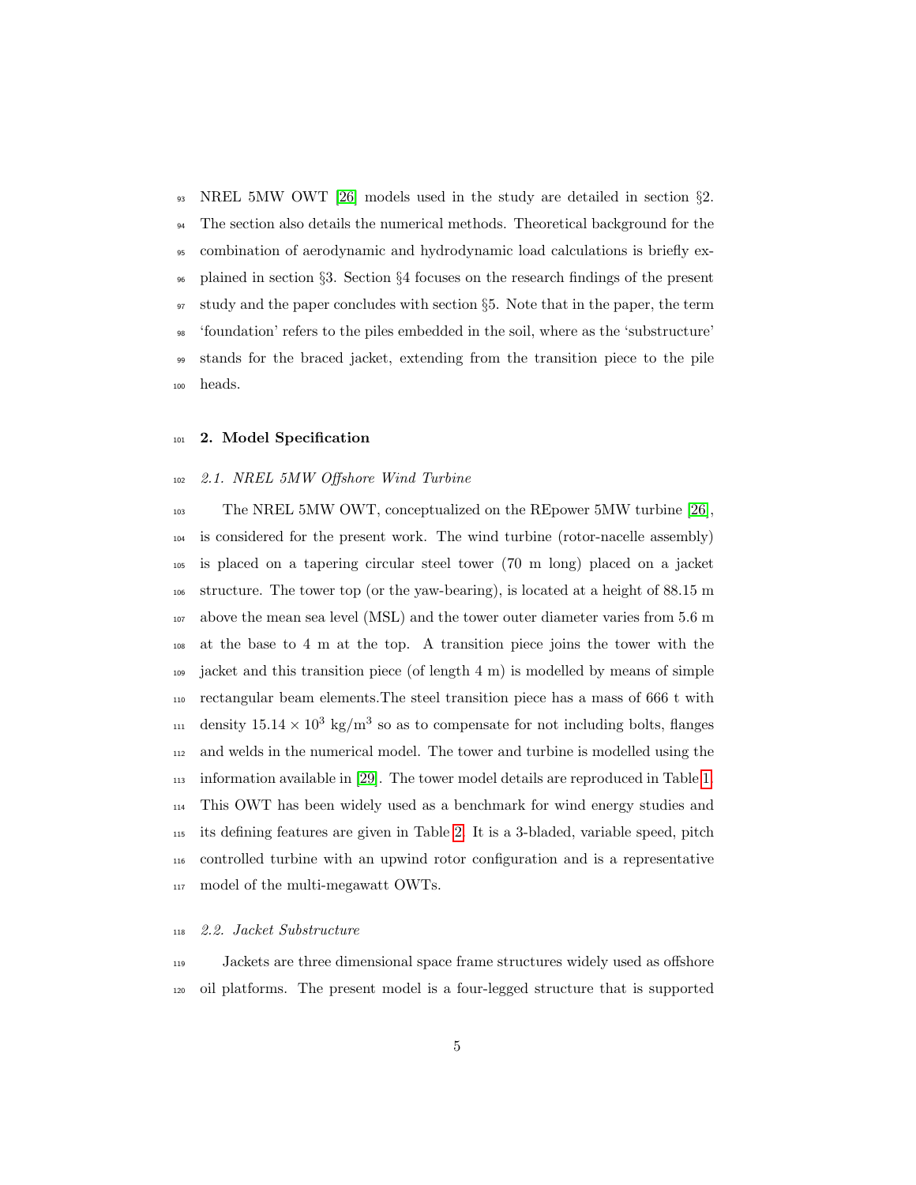NREL 5MW OWT [26] models used in the study are detailed in section §2. The section also details the numerical methods. Theoretical background for the combination of aerodynamic and hydrodynamic load calculations is briefly explained in section §3. Section §4 focuses on the research findings of the present study and the paper concludes with section §5. Note that in the paper, the term 'foundation' refers to the piles embedded in the soil, where as the 'substructure' stands for the braced jacket, extending from the transition piece to the pile heads.

## 2. Model Specification

### *2.1. NREL 5MW Offshore Wind Turbine*

The NREL 5MW OWT, conceptualized on the REpower 5MW turbine [26], is considered for the present work. The wind turbine (rotor-nacelle assembly) is placed on a tapering circular steel tower (70 m long) placed on a jacket structure. The tower top (or the yaw-bearing), is located at a height of 88.15 m above the mean sea level (MSL) and the tower outer diameter varies from 5.6 m at the base to 4 m at the top. A transition piece joins the tower with the jacket and this transition piece (of length 4 m) is modelled by means of simple rectangular beam elements.The steel transition piece has a mass of 666 t with density $15.14 \times 10^3$ kg/m$^3$ so as to compensate for not including bolts, flanges and welds in the numerical model. The tower and turbine is modelled using the information available in [29]. The tower model details are reproduced in Table 1. This OWT has been widely used as a benchmark for wind energy studies and its defining features are given in Table 2. It is a 3-bladed, variable speed, pitch controlled turbine with an upwind rotor configuration and is a representative model of the multi-megawatt OWTs.

### *2.2. Jacket Substructure*

Jackets are three dimensional space frame structures widely used as offshore oil platforms. The present model is a four-legged structure that is supported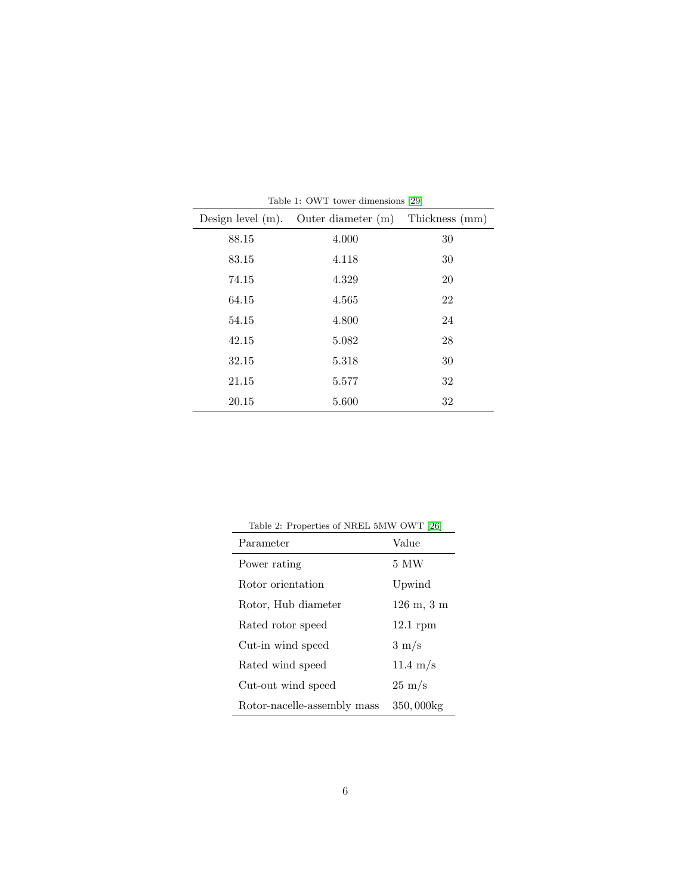Table 1: OWT tower dimensions [29]

| Design level (m). | Outer diameter (m) | Thickness (mm) |
|---|---|---|
| 88.15 | 4.000 | 30 |
| 83.15 | 4.118 | 30 |
| 74.15 | 4.329 | 20 |
| 64.15 | 4.565 | 22 |
| 54.15 | 4.800 | 24 |
| 42.15 | 5.082 | 28 |
| 32.15 | 5.318 | 30 |
| 21.15 | 5.577 | 32 |
| 20.15 | 5.600 | 32 |

Table 2: Properties of NREL 5MW OWT [26]

| Parameter | Value |
|---|---|
| Power rating | 5 MW |
| Rotor orientation | Upwind |
| Rotor, Hub diameter | 126 m, 3 m |
| Rated rotor speed | 12.1 rpm |
| Cut-in wind speed | 3 m/s |
| Rated wind speed | 11.4 m/s |
| Cut-out wind speed | 25 m/s |
| Rotor-nacelle-assembly mass | 350,000kg |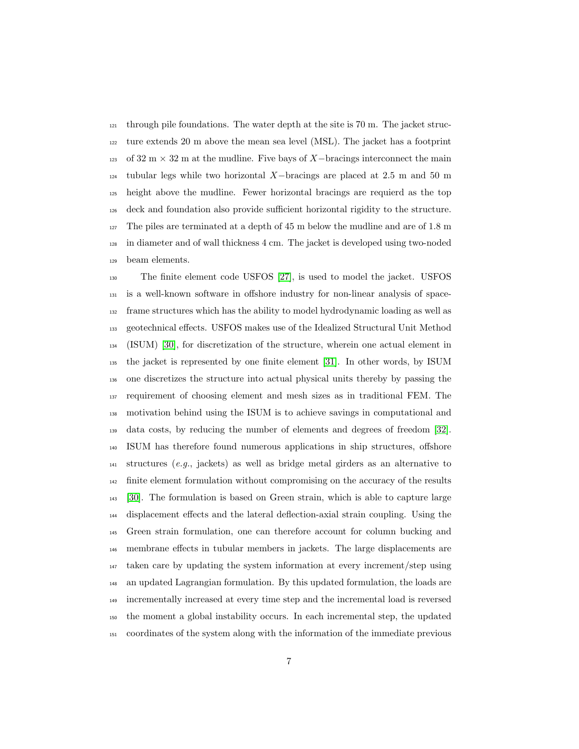through pile foundations. The water depth at the site is 70 m. The jacket structure extends 20 m above the mean sea level (MSL). The jacket has a footprint of 32 m $\times$ 32 m at the mudline. Five bays of $X-$bracings interconnect the main tubular legs while two horizontal $X-$bracings are placed at 2.5 m and 50 m height above the mudline. Fewer horizontal bracings are requierd as the top deck and foundation also provide sufficient horizontal rigidity to the structure. The piles are terminated at a depth of 45 m below the mudline and are of 1.8 m in diameter and of wall thickness 4 cm. The jacket is developed using two-noded beam elements.

The finite element code USFOS [27], is used to model the jacket. USFOS is a well-known software in offshore industry for non-linear analysis of space-frame structures which has the ability to model hydrodynamic loading as well as geotechnical effects. USFOS makes use of the Idealized Structural Unit Method (ISUM) [30], for discretization of the structure, wherein one actual element in the jacket is represented by one finite element [31]. In other words, by ISUM one discretizes the structure into actual physical units thereby by passing the requirement of choosing element and mesh sizes as in traditional FEM. The motivation behind using the ISUM is to achieve savings in computational and data costs, by reducing the number of elements and degrees of freedom [32]. ISUM has therefore found numerous applications in ship structures, offshore structures (*e.g.*, jackets) as well as bridge metal girders as an alternative to finite element formulation without compromising on the accuracy of the results [30]. The formulation is based on Green strain, which is able to capture large displacement effects and the lateral deflection-axial strain coupling. Using the Green strain formulation, one can therefore account for column bucking and membrane effects in tubular members in jackets. The large displacements are taken care by updating the system information at every increment/step using an updated Lagrangian formulation. By this updated formulation, the loads are incrementally increased at every time step and the incremental load is reversed the moment a global instability occurs. In each incremental step, the updated coordinates of the system along with the information of the immediate previous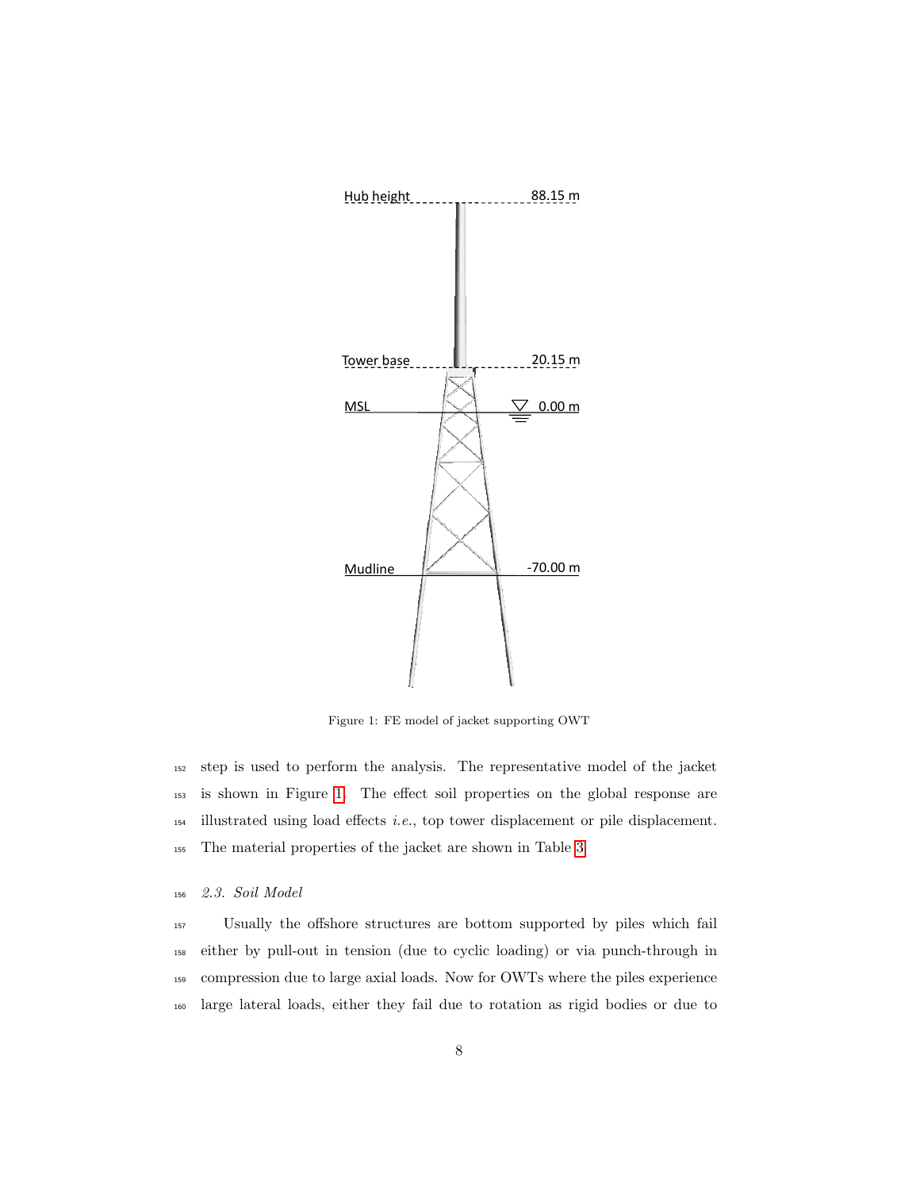Figure 1: FE model of jacket supporting OWT

step is used to perform the analysis. The representative model of the jacket is shown in Figure 1. The effect soil properties on the global response are illustrated using load effects *i.e.*, top tower displacement or pile displacement. The material properties of the jacket are shown in Table 3.

### *2.3. Soil Model*

Usually the offshore structures are bottom supported by piles which fail either by pull-out in tension (due to cyclic loading) or via punch-through in compression due to large axial loads. Now for OWTs where the piles experience large lateral loads, either they fail due to rotation as rigid bodies or due to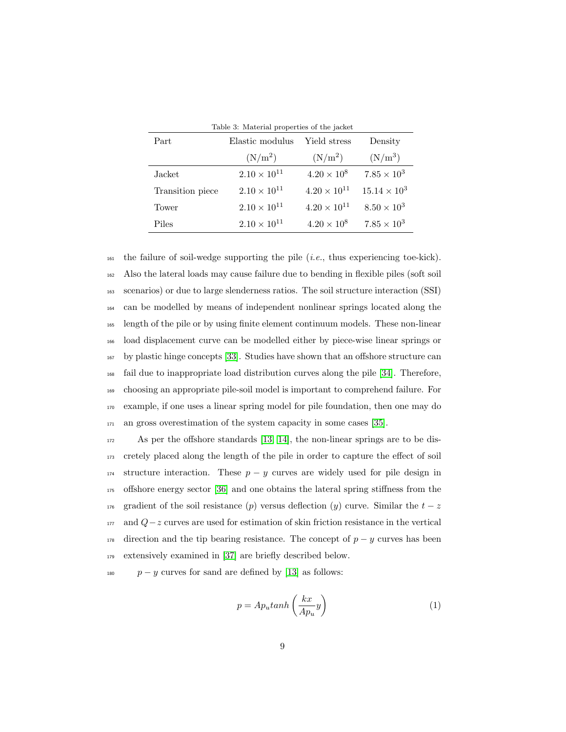Table 3: Material properties of the jacket

| Part | Elastic modulus ($\mathrm{N/m^2}$) | Yield stress ($\mathrm{N/m^2}$) | Density ($\mathrm{N/m^3}$) |
|---|---|---|---|
| Jacket | $2.10 \times 10^{11}$ | $4.20 \times 10^{8}$ | $7.85 \times 10^{3}$ |
| Transition piece | $2.10 \times 10^{11}$ | $4.20 \times 10^{11}$ | $15.14 \times 10^{3}$ |
| Tower | $2.10 \times 10^{11}$ | $4.20 \times 10^{11}$ | $8.50 \times 10^{3}$ |
| Piles | $2.10 \times 10^{11}$ | $4.20 \times 10^{8}$ | $7.85 \times 10^{3}$ |

the failure of soil-wedge supporting the pile (*i.e.*, thus experiencing toe-kick). Also the lateral loads may cause failure due to bending in flexible piles (soft soil scenarios) or due to large slenderness ratios. The soil structure interaction (SSI) can be modelled by means of independent nonlinear springs located along the length of the pile or by using finite element continuum models. These non-linear load displacement curve can be modelled either by piece-wise linear springs or by plastic hinge concepts [33]. Studies have shown that an offshore structure can fail due to inappropriate load distribution curves along the pile [34]. Therefore, choosing an appropriate pile-soil model is important to comprehend failure. For example, if one uses a linear spring model for pile foundation, then one may do an gross overestimation of the system capacity in some cases [35].

As per the offshore standards [13, 14], the non-linear springs are to be discretely placed along the length of the pile in order to capture the effect of soil structure interaction. These $p-y$ curves are widely used for pile design in offshore energy sector [36] and one obtains the lateral spring stiffness from the gradient of the soil resistance ($p$) versus deflection ($y$) curve. Similar the $t-z$ and $Q-z$ curves are used for estimation of skin friction resistance in the vertical direction and the tip bearing resistance. The concept of $p-y$ curves has been extensively examined in [37] are briefly described below.

$p-y$ curves for sand are defined by [13] as follows:

$$p = Ap_u tanh\left(\frac{kx}{Ap_u}y\right) \tag{1}$$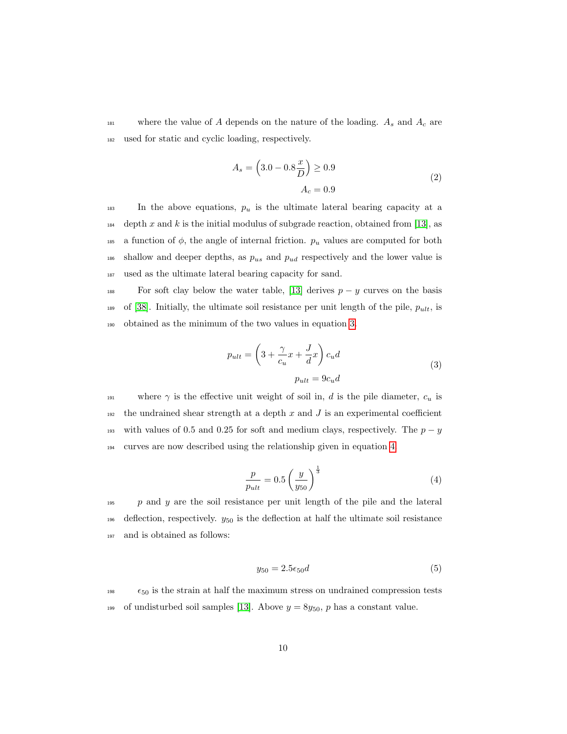where the value of $A$ depends on the nature of the loading. $A_s$ and $A_c$ are used for static and cyclic loading, respectively.

$$
\begin{aligned}
A_s &= \left(3.0 - 0.8\frac{x}{D}\right) \geq 0.9 \\
A_c &= 0.9
\end{aligned}
\tag{2}
$$

In the above equations, $p_u$ is the ultimate lateral bearing capacity at a depth $x$ and $k$ is the initial modulus of subgrade reaction, obtained from [13], as a function of $\phi$, the angle of internal friction. $p_u$ values are computed for both shallow and deeper depths, as $p_{us}$ and $p_{ud}$ respectively and the lower value is used as the ultimate lateral bearing capacity for sand.

For soft clay below the water table, [13] derives $p-y$ curves on the basis of [38]. Initially, the ultimate soil resistance per unit length of the pile, $p_{ult}$, is obtained as the minimum of the two values in equation 3.

$$
\begin{aligned}
p_{ult} &= \left(3 + \frac{\gamma}{c_u}x + \frac{J}{d}x\right)c_u d \\
p_{ult} &= 9c_u d
\end{aligned}
\tag{3}
$$

where $\gamma$ is the effective unit weight of soil in, $d$ is the pile diameter, $c_u$ is the undrained shear strength at a depth $x$ and $J$ is an experimental coefficient with values of 0.5 and 0.25 for soft and medium clays, respectively. The $p-y$ curves are now described using the relationship given in equation 4.

$$
\frac{p}{p_{ult}} = 0.5\left(\frac{y}{y_{50}}\right)^{\frac{1}{3}} \tag{4}
$$

$p$ and $y$ are the soil resistance per unit length of the pile and the lateral deflection, respectively. $y_{50}$ is the deflection at half the ultimate soil resistance and is obtained as follows:

$$
y_{50} = 2.5\epsilon_{50}d \tag{5}
$$

$\epsilon_{50}$ is the strain at half the maximum stress on undrained compression tests of undisturbed soil samples [13]. Above $y = 8y_{50}$, $p$ has a constant value.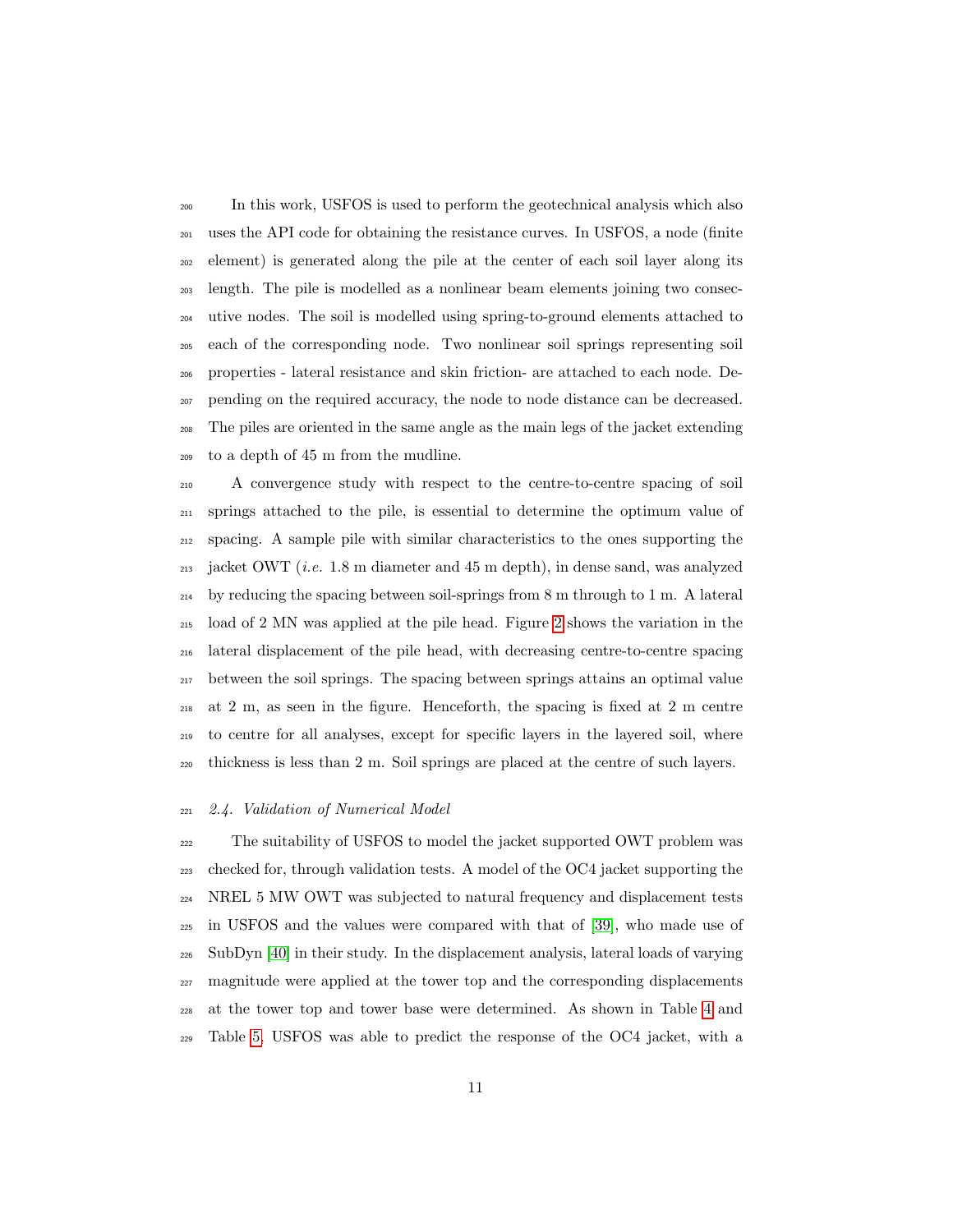In this work, USFOS is used to perform the geotechnical analysis which also uses the API code for obtaining the resistance curves. In USFOS, a node (finite element) is generated along the pile at the center of each soil layer along its length. The pile is modelled as a nonlinear beam elements joining two consecutive nodes. The soil is modelled using spring-to-ground elements attached to each of the corresponding node. Two nonlinear soil springs representing soil properties - lateral resistance and skin friction- are attached to each node. Depending on the required accuracy, the node to node distance can be decreased. The piles are oriented in the same angle as the main legs of the jacket extending to a depth of 45 m from the mudline.

A convergence study with respect to the centre-to-centre spacing of soil springs attached to the pile, is essential to determine the optimum value of spacing. A sample pile with similar characteristics to the ones supporting the jacket OWT (*i.e.* 1.8 m diameter and 45 m depth), in dense sand, was analyzed by reducing the spacing between soil-springs from 8 m through to 1 m. A lateral load of 2 MN was applied at the pile head. Figure 2 shows the variation in the lateral displacement of the pile head, with decreasing centre-to-centre spacing between the soil springs. The spacing between springs attains an optimal value at 2 m, as seen in the figure. Henceforth, the spacing is fixed at 2 m centre to centre for all analyses, except for specific layers in the layered soil, where thickness is less than 2 m. Soil springs are placed at the centre of such layers.

### *2.4. Validation of Numerical Model*

The suitability of USFOS to model the jacket supported OWT problem was checked for, through validation tests. A model of the OC4 jacket supporting the NREL 5 MW OWT was subjected to natural frequency and displacement tests in USFOS and the values were compared with that of [39], who made use of SubDyn [40] in their study. In the displacement analysis, lateral loads of varying magnitude were applied at the tower top and the corresponding displacements at the tower top and tower base were determined. As shown in Table 4 and Table 5, USFOS was able to predict the response of the OC4 jacket, with a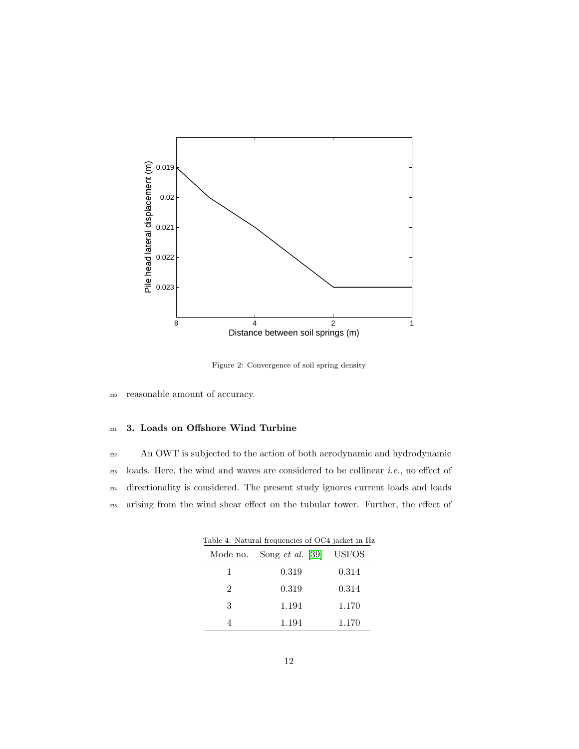Figure 2: Convergence of soil spring density

reasonable amount of accuracy.

## 3. Loads on Offshore Wind Turbine

An OWT is subjected to the action of both aerodynamic and hydrodynamic loads. Here, the wind and waves are considered to be collinear *i.e.*, no effect of directionality is considered. The present study ignores current loads and loads arising from the wind shear effect on the tubular tower. Further, the effect of

Table 4: Natural frequencies of OC4 jacket in Hz

| Mode no. | Song *et al.* [39] | USFOS |
|---|---|---|
| 1 | 0.319 | 0.314 |
| 2 | 0.319 | 0.314 |
| 3 | 1.194 | 1.170 |
| 4 | 1.194 | 1.170 |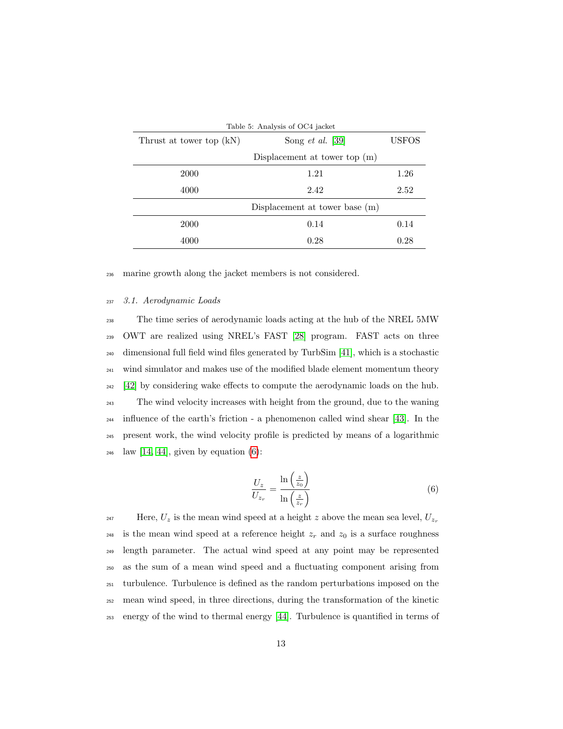Table 5: Analysis of OC4 jacket

| Thrust at tower top (kN) | Song *et al.* [39] | USFOS |
|---|---|---|
| | Displacement at tower top (m) | |
| 2000 | 1.21 | 1.26 |
| 4000 | 2.42 | 2.52 |
| | Displacement at tower base (m) | |
| 2000 | 0.14 | 0.14 |
| 4000 | 0.28 | 0.28 |

marine growth along the jacket members is not considered.

### 3.1. Aerodynamic Loads

The time series of aerodynamic loads acting at the hub of the NREL 5MW OWT are realized using NREL's FAST [28] program. FAST acts on three dimensional full field wind files generated by TurbSim [41], which is a stochastic wind simulator and makes use of the modified blade element momentum theory [42] by considering wake effects to compute the aerodynamic loads on the hub.

The wind velocity increases with height from the ground, due to the waning influence of the earth's friction - a phenomenon called wind shear [43]. In the present work, the wind velocity profile is predicted by means of a logarithmic law [14, 44], given by equation (6):

$$\frac{U_z}{U_{z_r}} = \frac{\ln\left(\frac{z}{z_0}\right)}{\ln\left(\frac{z}{z_r}\right)} \tag{6}$$

Here, $U_z$ is the mean wind speed at a height $z$ above the mean sea level, $U_{z_r}$ is the mean wind speed at a reference height $z_r$ and $z_0$ is a surface roughness length parameter. The actual wind speed at any point may be represented as the sum of a mean wind speed and a fluctuating component arising from turbulence. Turbulence is defined as the random perturbations imposed on the mean wind speed, in three directions, during the transformation of the kinetic energy of the wind to thermal energy [44]. Turbulence is quantified in terms of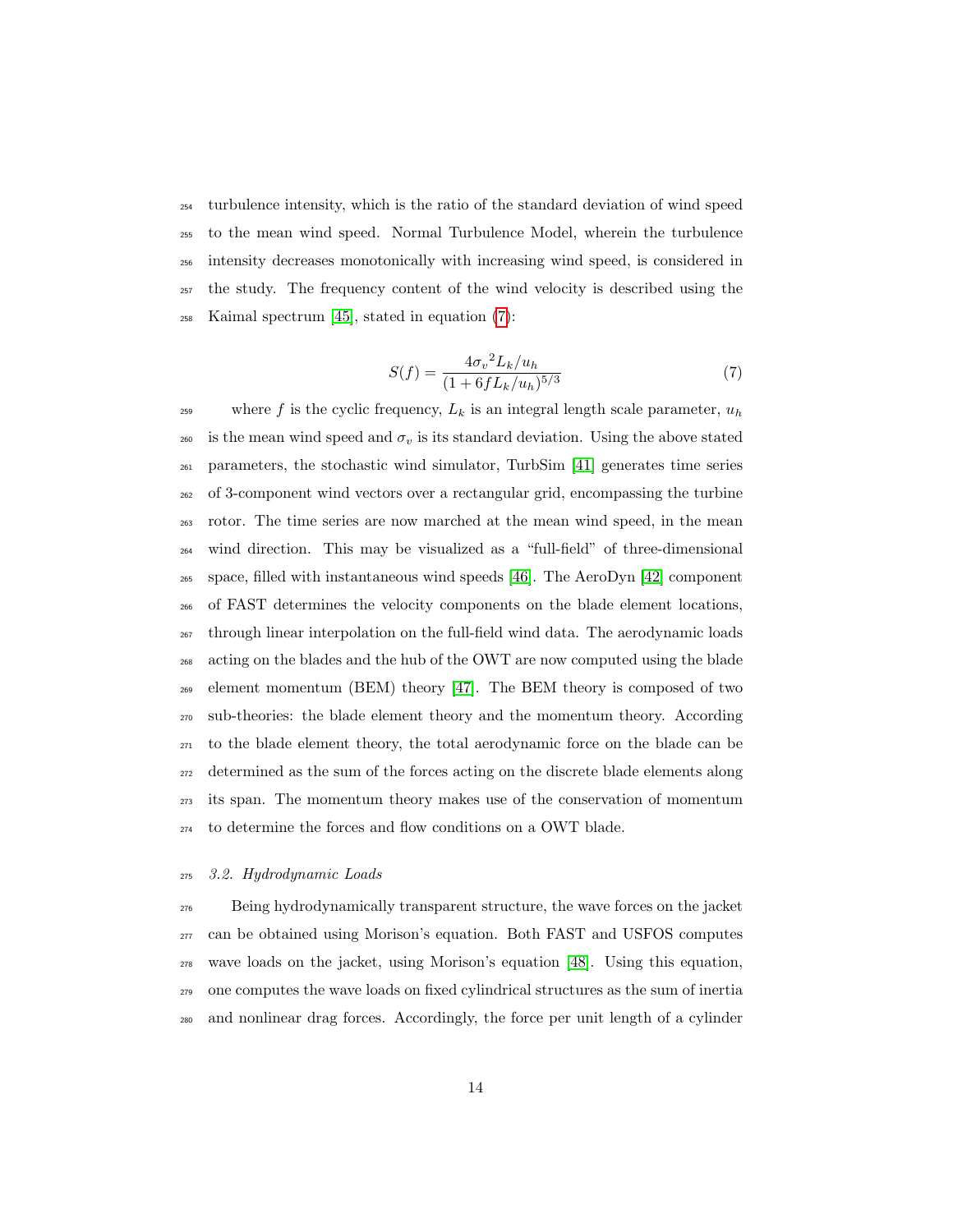turbulence intensity, which is the ratio of the standard deviation of wind speed to the mean wind speed. Normal Turbulence Model, wherein the turbulence intensity decreases monotonically with increasing wind speed, is considered in the study. The frequency content of the wind velocity is described using the Kaimal spectrum [45], stated in equation (7):

$$S(f) = \frac{4{\sigma_v}^2 L_k/u_h}{(1 + 6fL_k/u_h)^{5/3}} \tag{7}$$

where $f$ is the cyclic frequency, $L_k$ is an integral length scale parameter, $u_h$ is the mean wind speed and $\sigma_v$ is its standard deviation. Using the above stated parameters, the stochastic wind simulator, TurbSim [41] generates time series of 3-component wind vectors over a rectangular grid, encompassing the turbine rotor. The time series are now marched at the mean wind speed, in the mean wind direction. This may be visualized as a "full-field" of three-dimensional space, filled with instantaneous wind speeds [46]. The AeroDyn [42] component of FAST determines the velocity components on the blade element locations, through linear interpolation on the full-field wind data. The aerodynamic loads acting on the blades and the hub of the OWT are now computed using the blade element momentum (BEM) theory [47]. The BEM theory is composed of two sub-theories: the blade element theory and the momentum theory. According to the blade element theory, the total aerodynamic force on the blade can be determined as the sum of the forces acting on the discrete blade elements along its span. The momentum theory makes use of the conservation of momentum to determine the forces and flow conditions on a OWT blade.

### *3.2. Hydrodynamic Loads*

Being hydrodynamically transparent structure, the wave forces on the jacket can be obtained using Morison's equation. Both FAST and USFOS computes wave loads on the jacket, using Morison's equation [48]. Using this equation, one computes the wave loads on fixed cylindrical structures as the sum of inertia and nonlinear drag forces. Accordingly, the force per unit length of a cylinder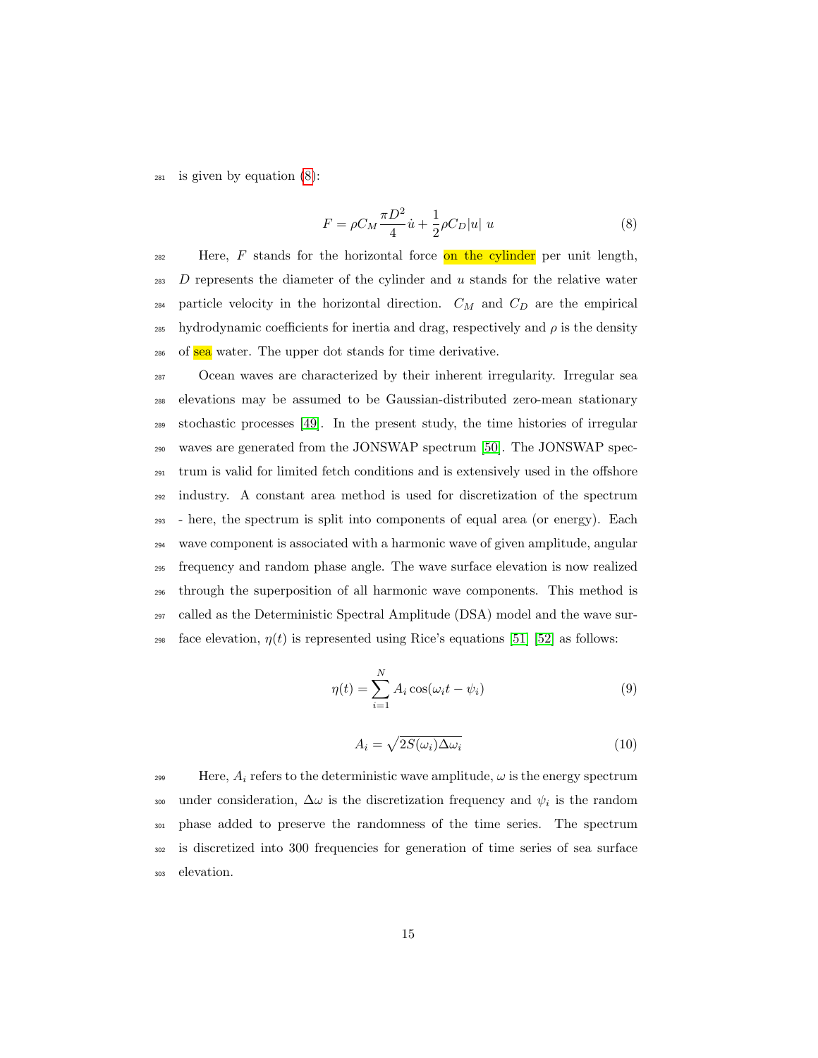is given by equation (8):

$$F = \rho C_M \frac{\pi D^2}{4} \dot{u} + \frac{1}{2} \rho C_D |u| \ u \tag{8}$$

Here, $F$ stands for the horizontal force on the cylinder per unit length, $D$ represents the diameter of the cylinder and $u$ stands for the relative water particle velocity in the horizontal direction. $C_M$ and $C_D$ are the empirical hydrodynamic coefficients for inertia and drag, respectively and $\rho$ is the density of sea water. The upper dot stands for time derivative.

Ocean waves are characterized by their inherent irregularity. Irregular sea elevations may be assumed to be Gaussian-distributed zero-mean stationary stochastic processes [49]. In the present study, the time histories of irregular waves are generated from the JONSWAP spectrum [50]. The JONSWAP spectrum is valid for limited fetch conditions and is extensively used in the offshore industry. A constant area method is used for discretization of the spectrum - here, the spectrum is split into components of equal area (or energy). Each wave component is associated with a harmonic wave of given amplitude, angular frequency and random phase angle. The wave surface elevation is now realized through the superposition of all harmonic wave components. This method is called as the Deterministic Spectral Amplitude (DSA) model and the wave surface elevation, $\eta(t)$ is represented using Rice's equations [51] [52] as follows:

$$\eta(t) = \sum_{i=1}^{N} A_i \cos(\omega_i t - \psi_i) \tag{9}$$

$$A_i = \sqrt{2S(\omega_i)\Delta\omega_i} \tag{10}$$

Here, $A_i$ refers to the deterministic wave amplitude, $\omega$ is the energy spectrum under consideration, $\Delta\omega$ is the discretization frequency and $\psi_i$ is the random phase added to preserve the randomness of the time series. The spectrum is discretized into 300 frequencies for generation of time series of sea surface elevation.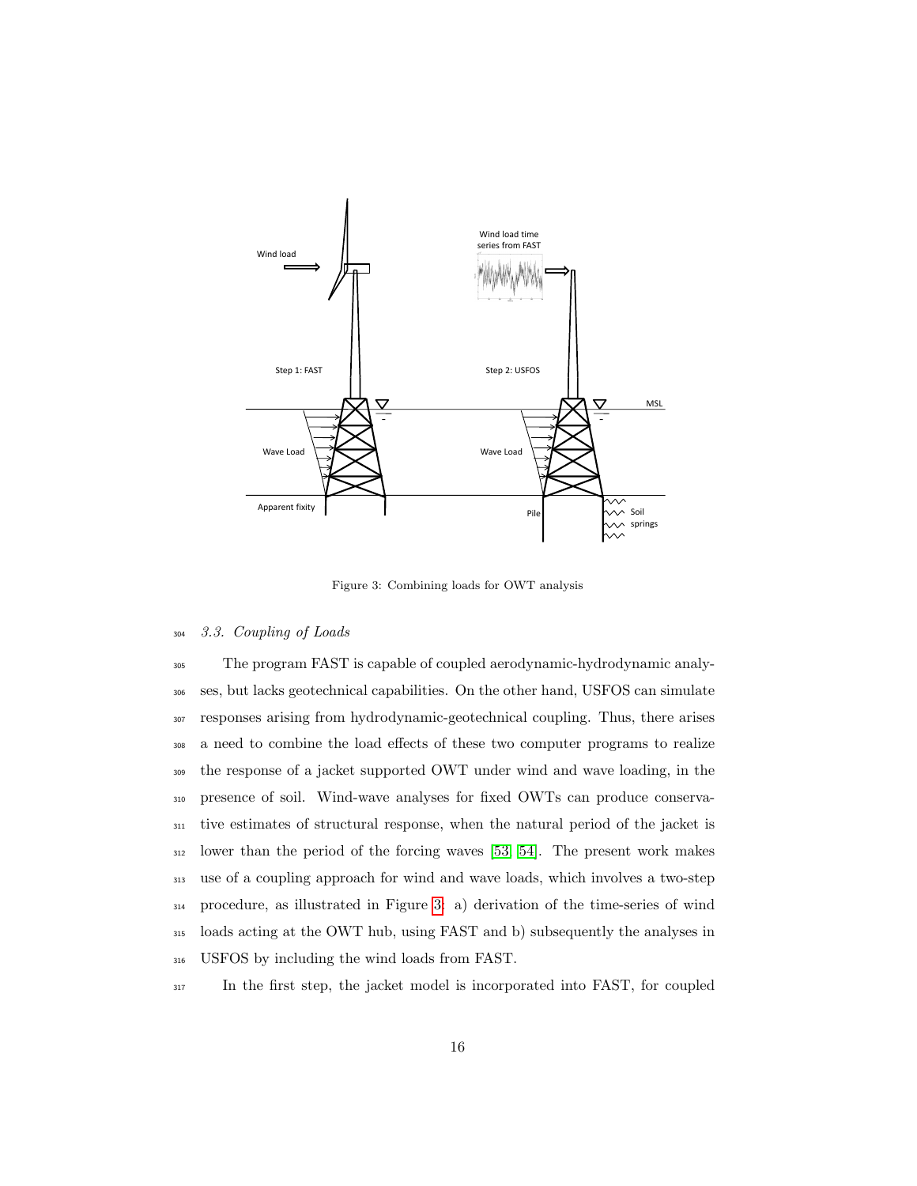Figure 3: Combining loads for OWT analysis

### 3.3. Coupling of Loads

The program FAST is capable of coupled aerodynamic-hydrodynamic analyses, but lacks geotechnical capabilities. On the other hand, USFOS can simulate responses arising from hydrodynamic-geotechnical coupling. Thus, there arises a need to combine the load effects of these two computer programs to realize the response of a jacket supported OWT under wind and wave loading, in the presence of soil. Wind-wave analyses for fixed OWTs can produce conservative estimates of structural response, when the natural period of the jacket is lower than the period of the forcing waves [53, 54]. The present work makes use of a coupling approach for wind and wave loads, which involves a two-step procedure, as illustrated in Figure 3: a) derivation of the time-series of wind loads acting at the OWT hub, using FAST and b) subsequently the analyses in USFOS by including the wind loads from FAST.

In the first step, the jacket model is incorporated into FAST, for coupled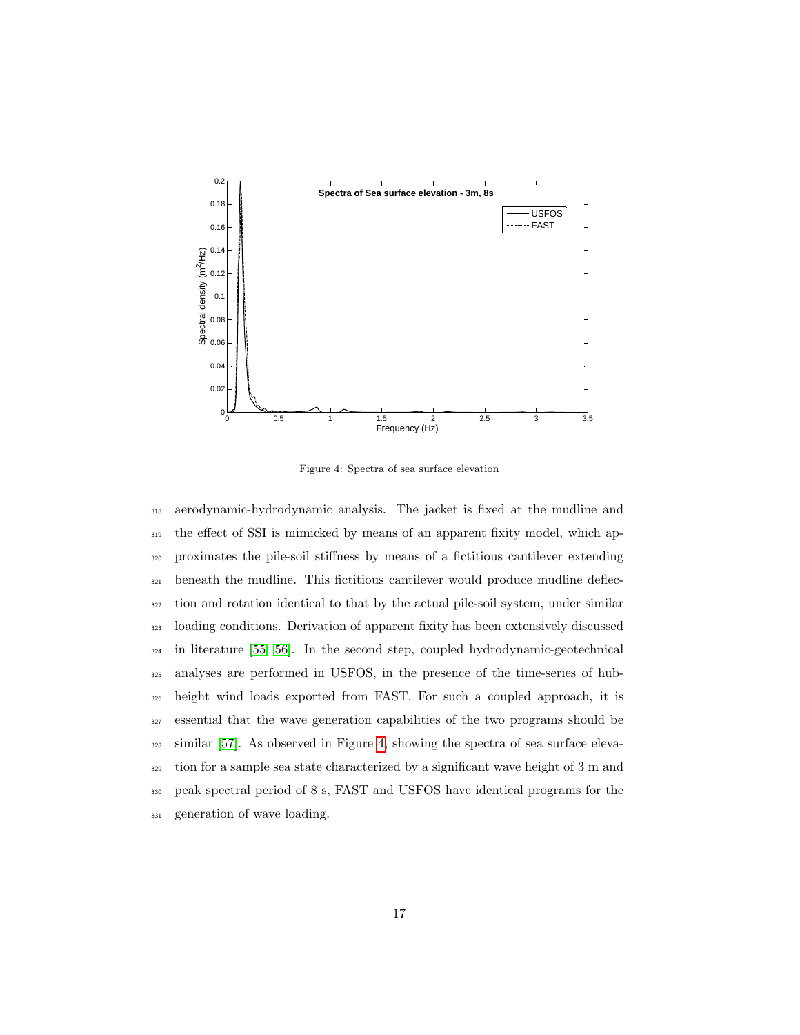Figure 4: Spectra of sea surface elevation

aerodynamic-hydrodynamic analysis. The jacket is fixed at the mudline and the effect of SSI is mimicked by means of an apparent fixity model, which approximates the pile-soil stiffness by means of a fictitious cantilever extending beneath the mudline. This fictitious cantilever would produce mudline deflection and rotation identical to that by the actual pile-soil system, under similar loading conditions. Derivation of apparent fixity has been extensively discussed in literature [55, 56]. In the second step, coupled hydrodynamic-geotechnical analyses are performed in USFOS, in the presence of the time-series of hub-height wind loads exported from FAST. For such a coupled approach, it is essential that the wave generation capabilities of the two programs should be similar [57]. As observed in Figure 4, showing the spectra of sea surface elevation for a sample sea state characterized by a significant wave height of 3 m and peak spectral period of 8 s, FAST and USFOS have identical programs for the generation of wave loading.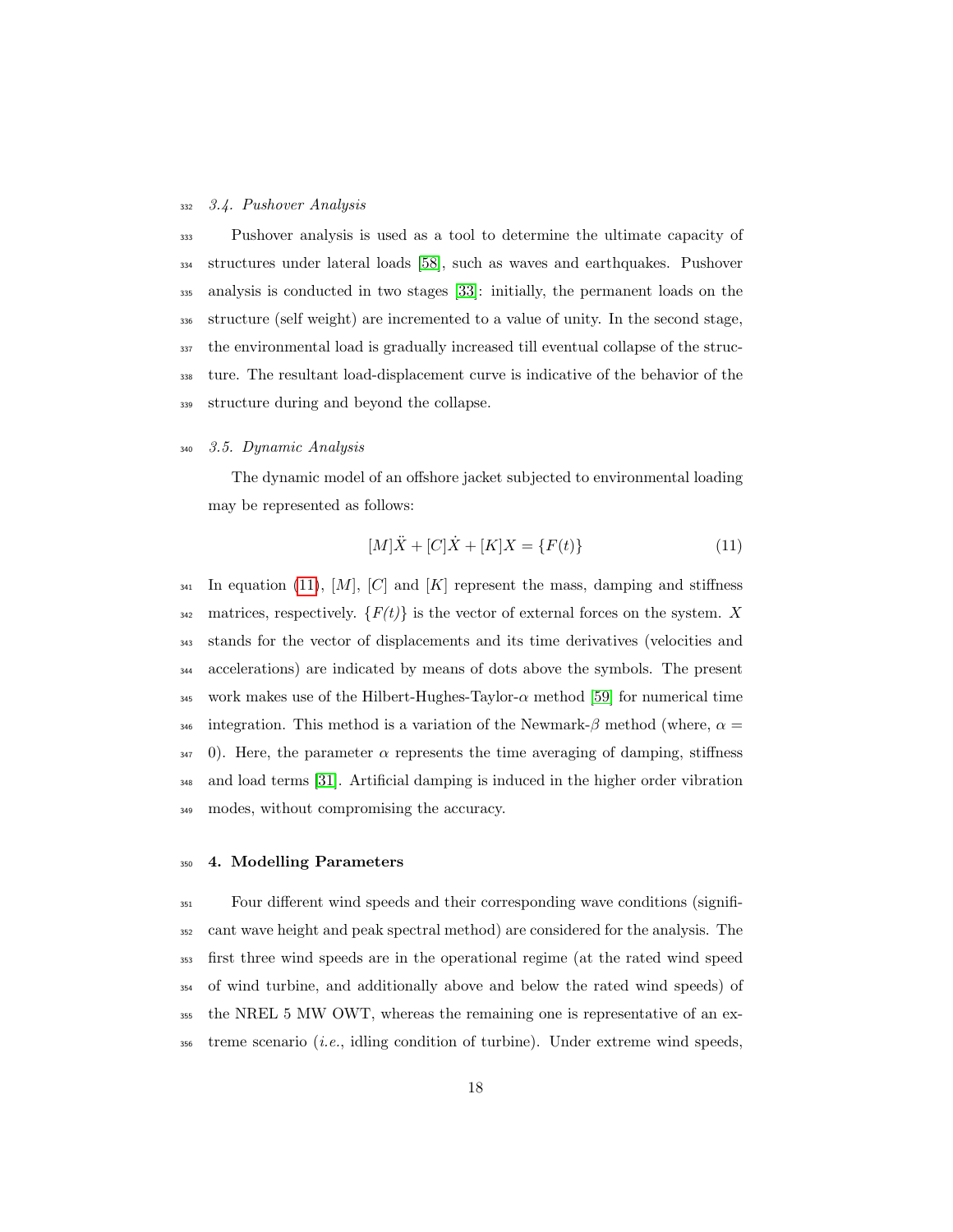### *3.4. Pushover Analysis*

Pushover analysis is used as a tool to determine the ultimate capacity of structures under lateral loads [58], such as waves and earthquakes. Pushover analysis is conducted in two stages [33]: initially, the permanent loads on the structure (self weight) are incremented to a value of unity. In the second stage, the environmental load is gradually increased till eventual collapse of the structure. The resultant load-displacement curve is indicative of the behavior of the structure during and beyond the collapse.

### *3.5. Dynamic Analysis*

The dynamic model of an offshore jacket subjected to environmental loading may be represented as follows:

$$[M]\ddot{X} + [C]\dot{X} + [K]X = \{F(t)\} \tag{11}$$

In equation (11), $[M]$, $[C]$ and $[K]$ represent the mass, damping and stiffness matrices, respectively. $\{F(t)\}$ is the vector of external forces on the system. $X$ stands for the vector of displacements and its time derivatives (velocities and accelerations) are indicated by means of dots above the symbols. The present work makes use of the Hilbert-Hughes-Taylor-$\alpha$ method [59] for numerical time integration. This method is a variation of the Newmark-$\beta$ method (where, $\alpha = 0$). Here, the parameter $\alpha$ represents the time averaging of damping, stiffness and load terms [31]. Artificial damping is induced in the higher order vibration modes, without compromising the accuracy.

## 4. Modelling Parameters

Four different wind speeds and their corresponding wave conditions (significant wave height and peak spectral method) are considered for the analysis. The first three wind speeds are in the operational regime (at the rated wind speed of wind turbine, and additionally above and below the rated wind speeds) of the NREL 5 MW OWT, whereas the remaining one is representative of an extreme scenario (*i.e.*, idling condition of turbine). Under extreme wind speeds,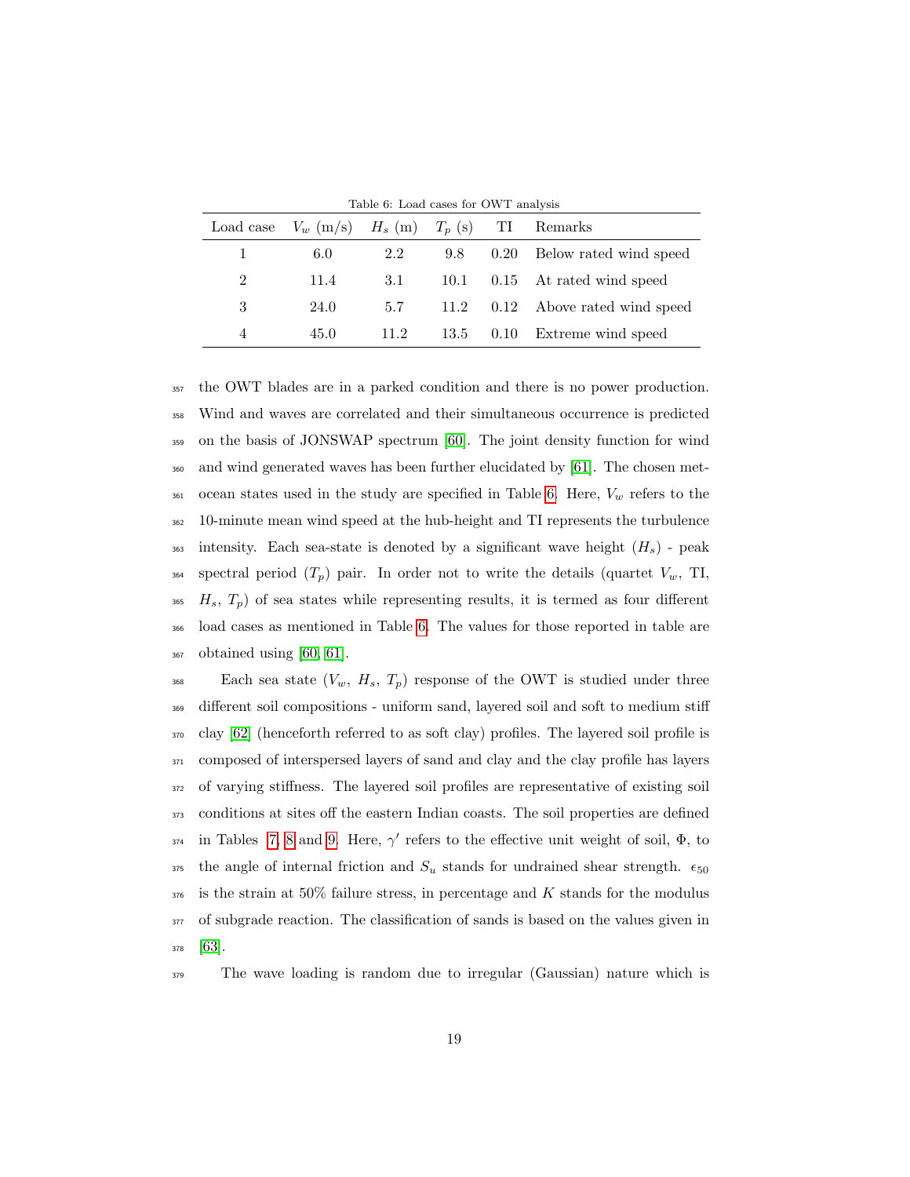Table 6: Load cases for OWT analysis

| Load case | $V_w$ (m/s) | $H_s$ (m) | $T_p$ (s) | TI | Remarks |
|---|---|---|---|---|---|
| 1 | 6.0 | 2.2 | 9.8 | 0.20 | Below rated wind speed |
| 2 | 11.4 | 3.1 | 10.1 | 0.15 | At rated wind speed |
| 3 | 24.0 | 5.7 | 11.2 | 0.12 | Above rated wind speed |
| 4 | 45.0 | 11.2 | 13.5 | 0.10 | Extreme wind speed |

the OWT blades are in a parked condition and there is no power production. Wind and waves are correlated and their simultaneous occurrence is predicted on the basis of JONSWAP spectrum [60]. The joint density function for wind and wind generated waves has been further elucidated by [61]. The chosen met-ocean states used in the study are specified in Table 6. Here, $V_w$ refers to the 10-minute mean wind speed at the hub-height and TI represents the turbulence intensity. Each sea-state is denoted by a significant wave height ($H_s$) - peak spectral period ($T_p$) pair. In order not to write the details (quartet $V_w$, TI, $H_s$, $T_p$) of sea states while representing results, it is termed as four different load cases as mentioned in Table 6. The values for those reported in table are obtained using [60, 61].

Each sea state ($V_w$, $H_s$, $T_p$) response of the OWT is studied under three different soil compositions - uniform sand, layered soil and soft to medium stiff clay [62] (henceforth referred to as soft clay) profiles. The layered soil profile is composed of interspersed layers of sand and clay and the clay profile has layers of varying stiffness. The layered soil profiles are representative of existing soil conditions at sites off the eastern Indian coasts. The soil properties are defined in Tables 7, 8 and 9. Here, $\gamma'$ refers to the effective unit weight of soil, $\Phi$, to the angle of internal friction and $S_u$ stands for undrained shear strength. $\epsilon_{50}$ is the strain at 50% failure stress, in percentage and $K$ stands for the modulus of subgrade reaction. The classification of sands is based on the values given in [63].

The wave loading is random due to irregular (Gaussian) nature which is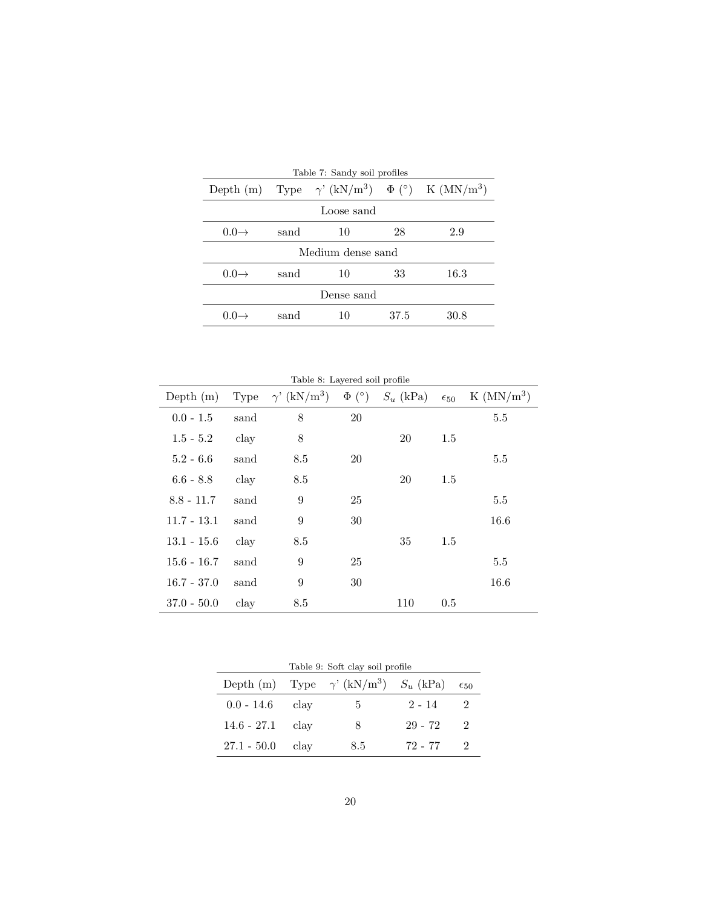Table 7: Sandy soil profiles

| Depth (m) | Type | $\gamma$' (kN/m$^3$) | $\Phi$ (°) | K (MN/m$^3$) |
|---|---|---|---|---|
| Loose sand | | | | |
| 0.0→ | sand | 10 | 28 | 2.9 |
| Medium dense sand | | | | |
| 0.0→ | sand | 10 | 33 | 16.3 |
| Dense sand | | | | |
| 0.0→ | sand | 10 | 37.5 | 30.8 |

Table 8: Layered soil profile

| Depth (m) | Type | $\gamma$' (kN/m$^3$) | $\Phi$ (°) | $S_u$ (kPa) | $\epsilon_{50}$ | K (MN/m$^3$) |
|---|---|---|---|---|---|---|
| 0.0 - 1.5 | sand | 8 | 20 | | | 5.5 |
| 1.5 - 5.2 | clay | 8 | | 20 | 1.5 | |
| 5.2 - 6.6 | sand | 8.5 | 20 | | | 5.5 |
| 6.6 - 8.8 | clay | 8.5 | | 20 | 1.5 | |
| 8.8 - 11.7 | sand | 9 | 25 | | | 5.5 |
| 11.7 - 13.1 | sand | 9 | 30 | | | 16.6 |
| 13.1 - 15.6 | clay | 8.5 | | 35 | 1.5 | |
| 15.6 - 16.7 | sand | 9 | 25 | | | 5.5 |
| 16.7 - 37.0 | sand | 9 | 30 | | | 16.6 |
| 37.0 - 50.0 | clay | 8.5 | | 110 | 0.5 | |

Table 9: Soft clay soil profile

| Depth (m) | Type | $\gamma$' (kN/m$^3$) | $S_u$ (kPa) | $\epsilon_{50}$ |
|---|---|---|---|---|
| 0.0 - 14.6 | clay | 5 | 2 - 14 | 2 |
| 14.6 - 27.1 | clay | 8 | 29 - 72 | 2 |
| 27.1 - 50.0 | clay | 8.5 | 72 - 77 | 2 |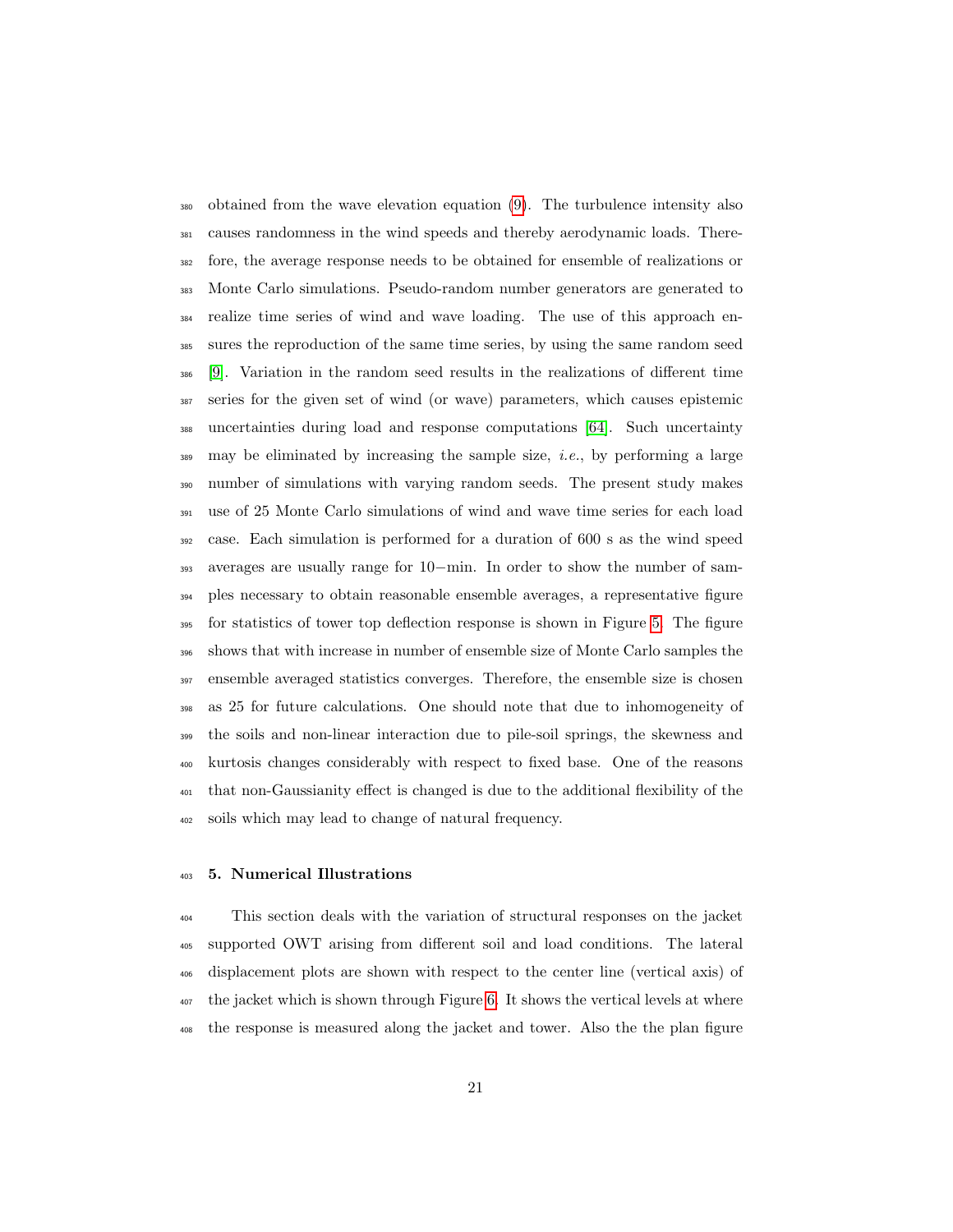obtained from the wave elevation equation (9). The turbulence intensity also causes randomness in the wind speeds and thereby aerodynamic loads. Therefore, the average response needs to be obtained for ensemble of realizations or Monte Carlo simulations. Pseudo-random number generators are generated to realize time series of wind and wave loading. The use of this approach ensures the reproduction of the same time series, by using the same random seed [9]. Variation in the random seed results in the realizations of different time series for the given set of wind (or wave) parameters, which causes epistemic uncertainties during load and response computations [64]. Such uncertainty may be eliminated by increasing the sample size, *i.e.*, by performing a large number of simulations with varying random seeds. The present study makes use of 25 Monte Carlo simulations of wind and wave time series for each load case. Each simulation is performed for a duration of 600 s as the wind speed averages are usually range for 10−min. In order to show the number of samples necessary to obtain reasonable ensemble averages, a representative figure for statistics of tower top deflection response is shown in Figure 5. The figure shows that with increase in number of ensemble size of Monte Carlo samples the ensemble averaged statistics converges. Therefore, the ensemble size is chosen as 25 for future calculations. One should note that due to inhomogeneity of the soils and non-linear interaction due to pile-soil springs, the skewness and kurtosis changes considerably with respect to fixed base. One of the reasons that non-Gaussianity effect is changed is due to the additional flexibility of the soils which may lead to change of natural frequency.

## 5. Numerical Illustrations

This section deals with the variation of structural responses on the jacket supported OWT arising from different soil and load conditions. The lateral displacement plots are shown with respect to the center line (vertical axis) of the jacket which is shown through Figure 6. It shows the vertical levels at where the response is measured along the jacket and tower. Also the the plan figure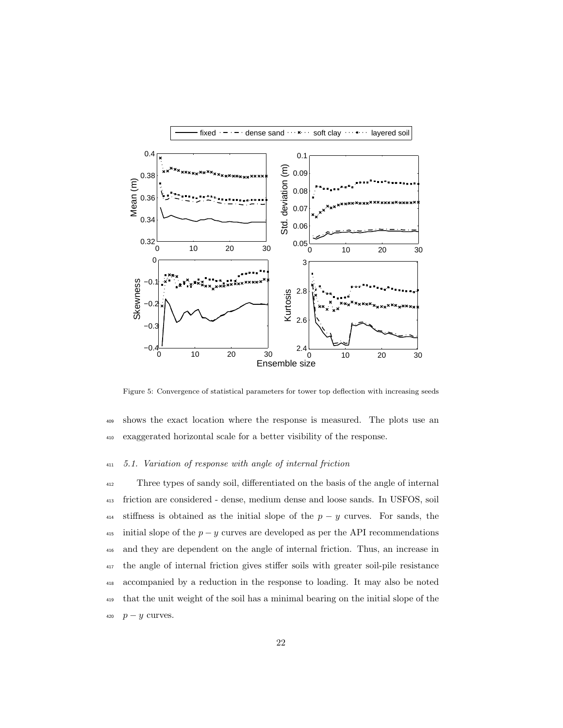Figure 5: Convergence of statistical parameters for tower top deflection with increasing seeds

shows the exact location where the response is measured. The plots use an exaggerated horizontal scale for a better visibility of the response.

### 5.1. Variation of response with angle of internal friction

Three types of sandy soil, differentiated on the basis of the angle of internal friction are considered - dense, medium dense and loose sands. In USFOS, soil stiffness is obtained as the initial slope of the $p-y$ curves. For sands, the initial slope of the $p-y$ curves are developed as per the API recommendations and they are dependent on the angle of internal friction. Thus, an increase in the angle of internal friction gives stiffer soils with greater soil-pile resistance accompanied by a reduction in the response to loading. It may also be noted that the unit weight of the soil has a minimal bearing on the initial slope of the $p-y$ curves.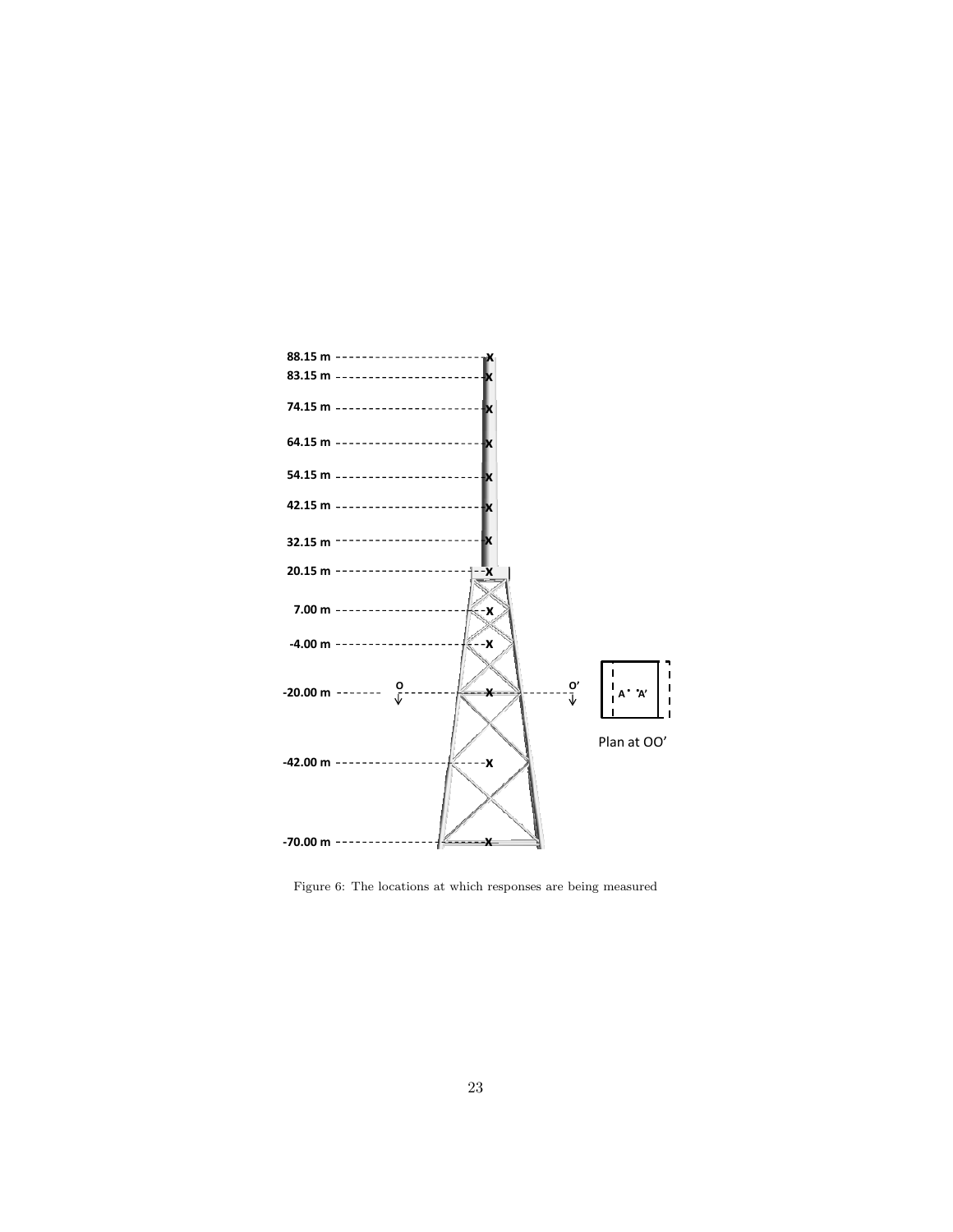Figure 6: The locations at which responses are being measured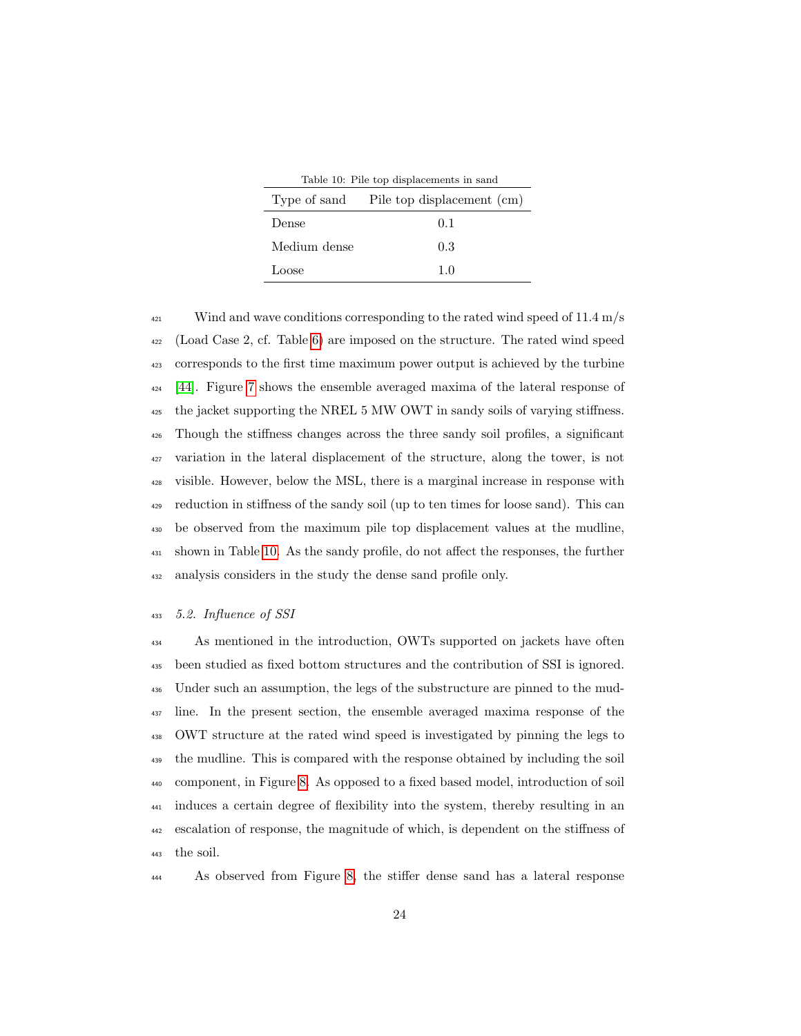Table 10: Pile top displacements in sand

| Type of sand | Pile top displacement (cm) |
|---|---|
| Dense | 0.1 |
| Medium dense | 0.3 |
| Loose | 1.0 |

Wind and wave conditions corresponding to the rated wind speed of 11.4 m/s (Load Case 2, cf. Table 6) are imposed on the structure. The rated wind speed corresponds to the first time maximum power output is achieved by the turbine [44]. Figure 7 shows the ensemble averaged maxima of the lateral response of the jacket supporting the NREL 5 MW OWT in sandy soils of varying stiffness. Though the stiffness changes across the three sandy soil profiles, a significant variation in the lateral displacement of the structure, along the tower, is not visible. However, below the MSL, there is a marginal increase in response with reduction in stiffness of the sandy soil (up to ten times for loose sand). This can be observed from the maximum pile top displacement values at the mudline, shown in Table 10. As the sandy profile, do not affect the responses, the further analysis considers in the study the dense sand profile only.

### *5.2. Influence of SSI*

As mentioned in the introduction, OWTs supported on jackets have often been studied as fixed bottom structures and the contribution of SSI is ignored. Under such an assumption, the legs of the substructure are pinned to the mudline. In the present section, the ensemble averaged maxima response of the OWT structure at the rated wind speed is investigated by pinning the legs to the mudline. This is compared with the response obtained by including the soil component, in Figure 8. As opposed to a fixed based model, introduction of soil induces a certain degree of flexibility into the system, thereby resulting in an escalation of response, the magnitude of which, is dependent on the stiffness of the soil.

As observed from Figure 8, the stiffer dense sand has a lateral response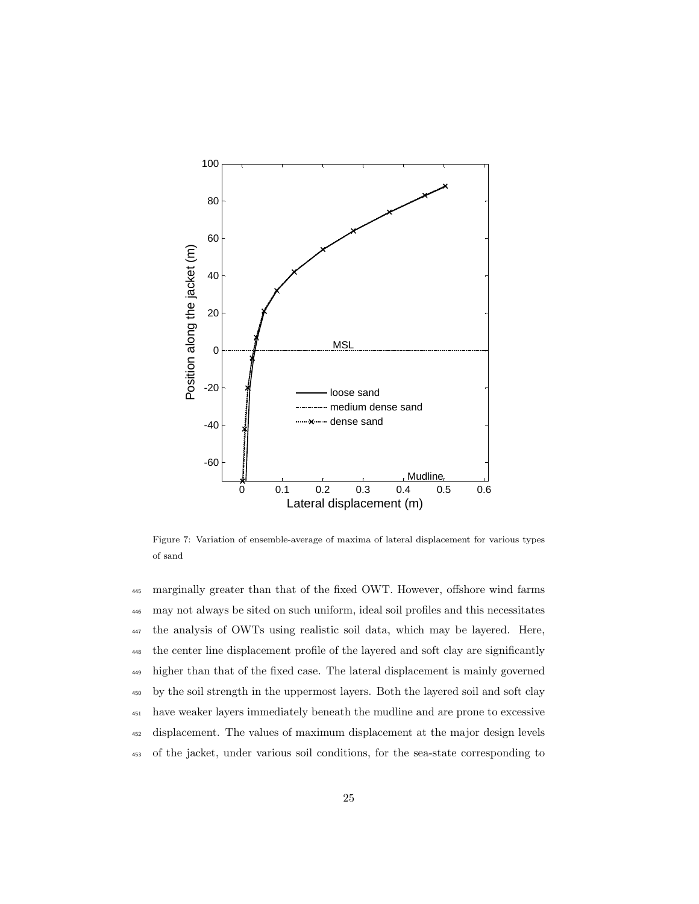Figure 7: Variation of ensemble-average of maxima of lateral displacement for various types of sand

marginally greater than that of the fixed OWT. However, offshore wind farms may not always be sited on such uniform, ideal soil profiles and this necessitates the analysis of OWTs using realistic soil data, which may be layered. Here, the center line displacement profile of the layered and soft clay are significantly higher than that of the fixed case. The lateral displacement is mainly governed by the soil strength in the uppermost layers. Both the layered soil and soft clay have weaker layers immediately beneath the mudline and are prone to excessive displacement. The values of maximum displacement at the major design levels of the jacket, under various soil conditions, for the sea-state corresponding to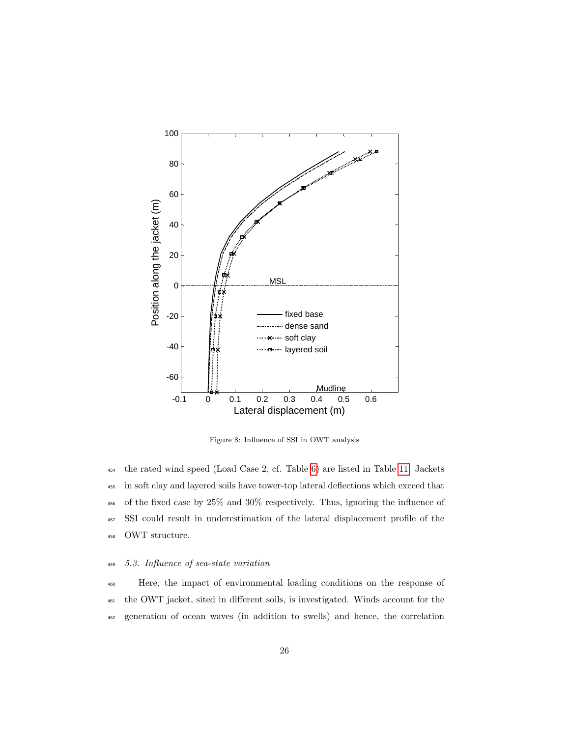Figure 8: Influence of SSI in OWT analysis

the rated wind speed (Load Case 2, cf. Table 6) are listed in Table 11. Jackets in soft clay and layered soils have tower-top lateral deflections which exceed that of the fixed case by 25% and 30% respectively. Thus, ignoring the influence of SSI could result in underestimation of the lateral displacement profile of the OWT structure.

### *5.3. Influence of sea-state variation*

Here, the impact of environmental loading conditions on the response of the OWT jacket, sited in different soils, is investigated. Winds account for the generation of ocean waves (in addition to swells) and hence, the correlation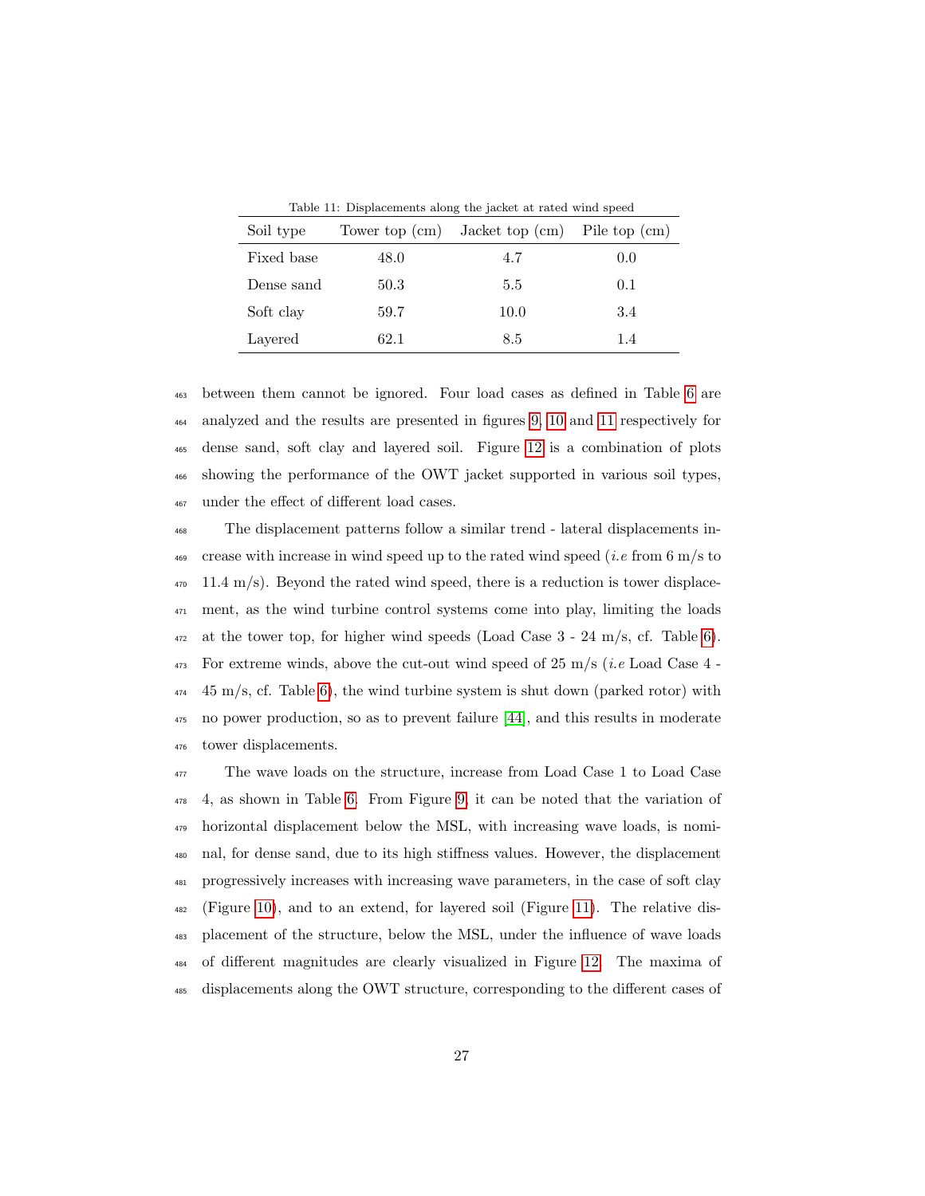Table 11: Displacements along the jacket at rated wind speed

| Soil type | Tower top (cm) | Jacket top (cm) | Pile top (cm) |
|---|---|---|---|
| Fixed base | 48.0 | 4.7 | 0.0 |
| Dense sand | 50.3 | 5.5 | 0.1 |
| Soft clay | 59.7 | 10.0 | 3.4 |
| Layered | 62.1 | 8.5 | 1.4 |

between them cannot be ignored. Four load cases as defined in Table 6 are analyzed and the results are presented in figures 9, 10 and 11 respectively for dense sand, soft clay and layered soil. Figure 12 is a combination of plots showing the performance of the OWT jacket supported in various soil types, under the effect of different load cases.

The displacement patterns follow a similar trend - lateral displacements increase with increase in wind speed up to the rated wind speed (*i.e* from 6 m/s to 11.4 m/s). Beyond the rated wind speed, there is a reduction is tower displacement, as the wind turbine control systems come into play, limiting the loads at the tower top, for higher wind speeds (Load Case 3 - 24 m/s, cf. Table 6). For extreme winds, above the cut-out wind speed of 25 m/s (*i.e* Load Case 4 - 45 m/s, cf. Table 6), the wind turbine system is shut down (parked rotor) with no power production, so as to prevent failure [44], and this results in moderate tower displacements.

The wave loads on the structure, increase from Load Case 1 to Load Case 4, as shown in Table 6. From Figure 9, it can be noted that the variation of horizontal displacement below the MSL, with increasing wave loads, is nominal, for dense sand, due to its high stiffness values. However, the displacement progressively increases with increasing wave parameters, in the case of soft clay (Figure 10), and to an extend, for layered soil (Figure 11). The relative displacement of the structure, below the MSL, under the influence of wave loads of different magnitudes are clearly visualized in Figure 12. The maxima of displacements along the OWT structure, corresponding to the different cases of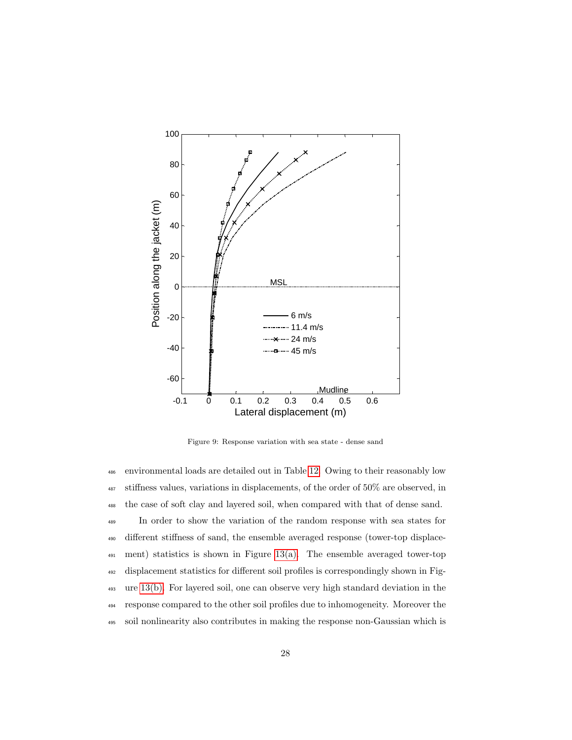Figure 9: Response variation with sea state - dense sand

environmental loads are detailed out in Table 12. Owing to their reasonably low stiffness values, variations in displacements, of the order of 50% are observed, in the case of soft clay and layered soil, when compared with that of dense sand.

In order to show the variation of the random response with sea states for different stiffness of sand, the ensemble averaged response (tower-top displacement) statistics is shown in Figure 13(a). The ensemble averaged tower-top displacement statistics for different soil profiles is correspondingly shown in Figure 13(b). For layered soil, one can observe very high standard deviation in the response compared to the other soil profiles due to inhomogeneity. Moreover the soil nonlinearity also contributes in making the response non-Gaussian which is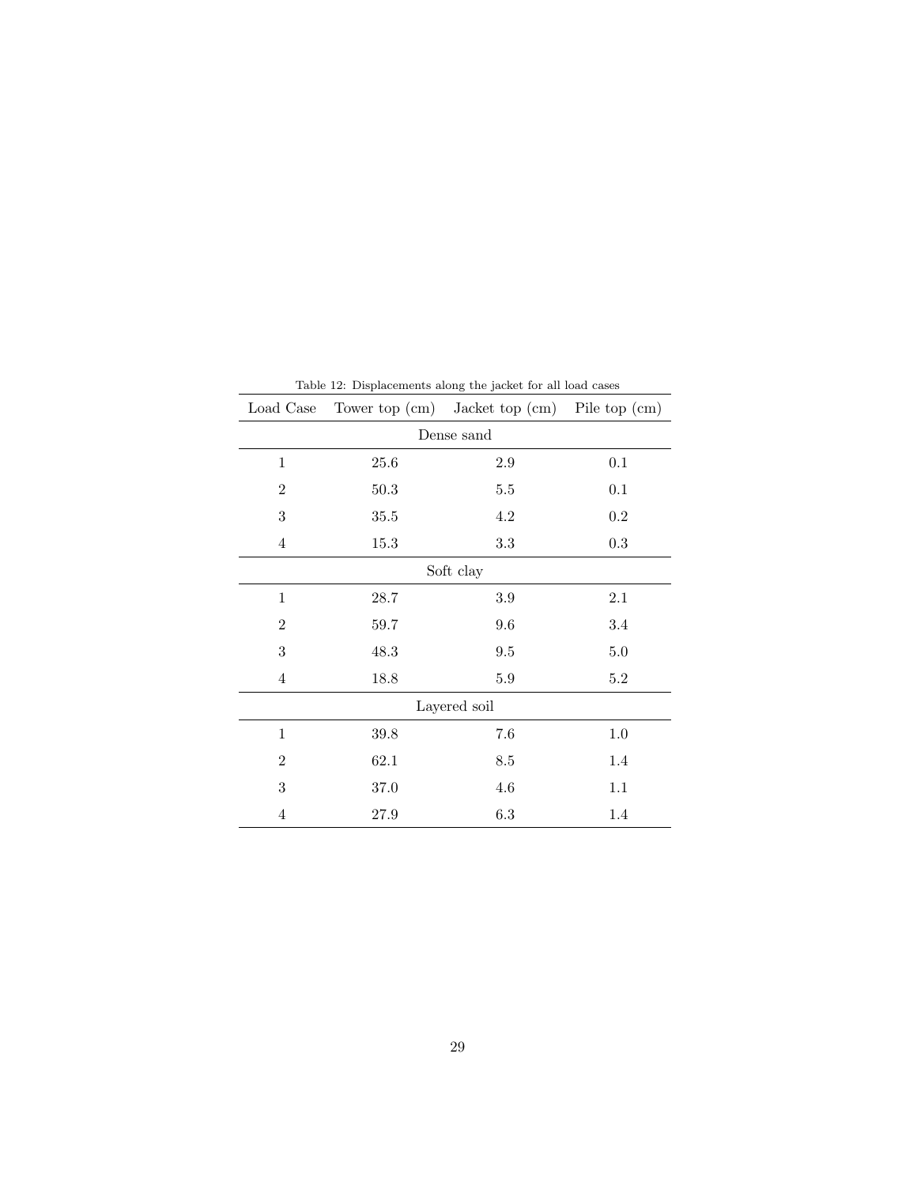Table 12: Displacements along the jacket for all load cases

| Load Case | Tower top (cm) | Jacket top (cm) | Pile top (cm) |
|---|---|---|---|
| Dense sand | | | |
| 1 | 25.6 | 2.9 | 0.1 |
| 2 | 50.3 | 5.5 | 0.1 |
| 3 | 35.5 | 4.2 | 0.2 |
| 4 | 15.3 | 3.3 | 0.3 |
| Soft clay | | | |
| 1 | 28.7 | 3.9 | 2.1 |
| 2 | 59.7 | 9.6 | 3.4 |
| 3 | 48.3 | 9.5 | 5.0 |
| 4 | 18.8 | 5.9 | 5.2 |
| Layered soil | | | |
| 1 | 39.8 | 7.6 | 1.0 |
| 2 | 62.1 | 8.5 | 1.4 |
| 3 | 37.0 | 4.6 | 1.1 |
| 4 | 27.9 | 6.3 | 1.4 |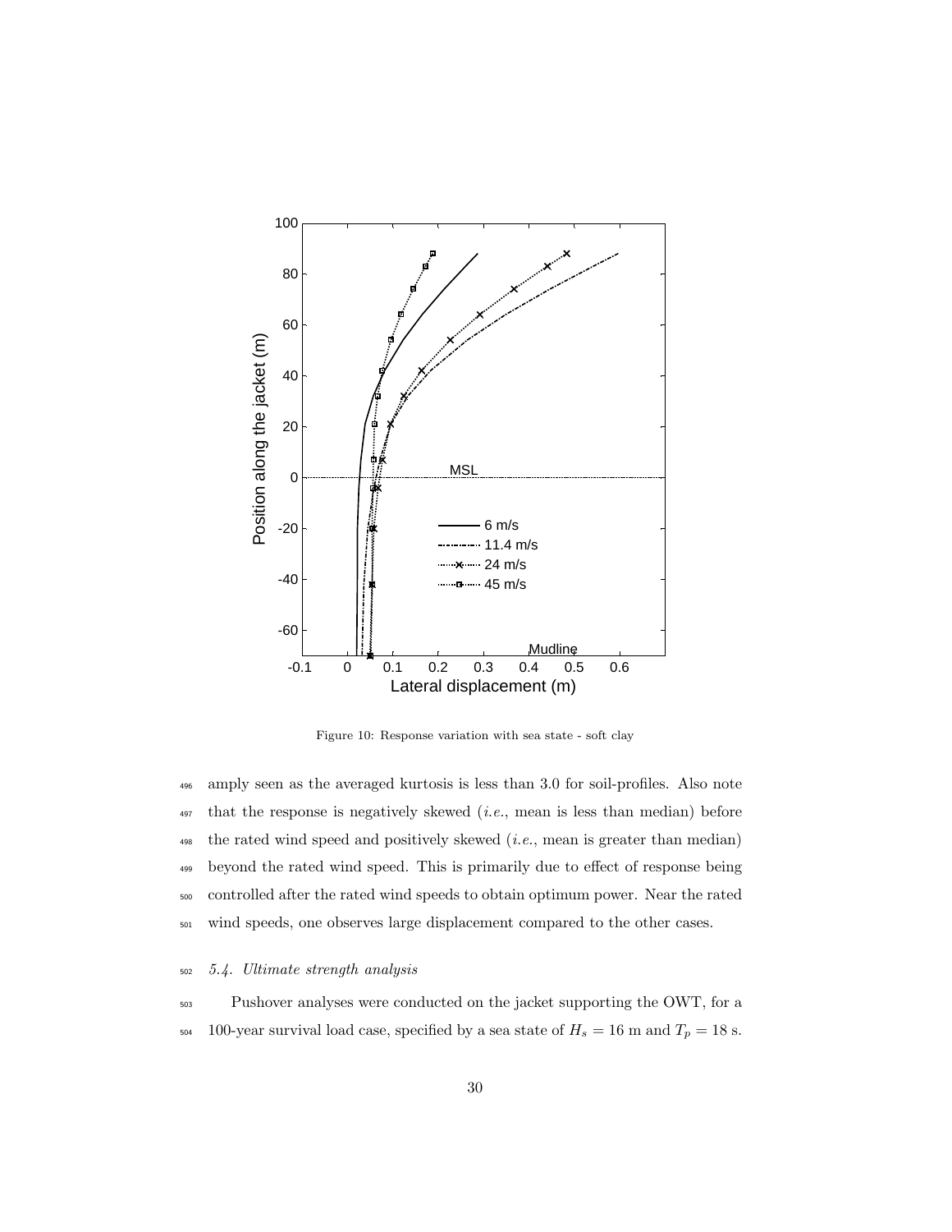Figure 10: Response variation with sea state - soft clay

amply seen as the averaged kurtosis is less than 3.0 for soil-profiles. Also note that the response is negatively skewed (*i.e.*, mean is less than median) before the rated wind speed and positively skewed (*i.e.*, mean is greater than median) beyond the rated wind speed. This is primarily due to effect of response being controlled after the rated wind speeds to obtain optimum power. Near the rated wind speeds, one observes large displacement compared to the other cases.

### *5.4. Ultimate strength analysis*

Pushover analyses were conducted on the jacket supporting the OWT, for a 100-year survival load case, specified by a sea state of $H_s = 16$ m and $T_p = 18$ s.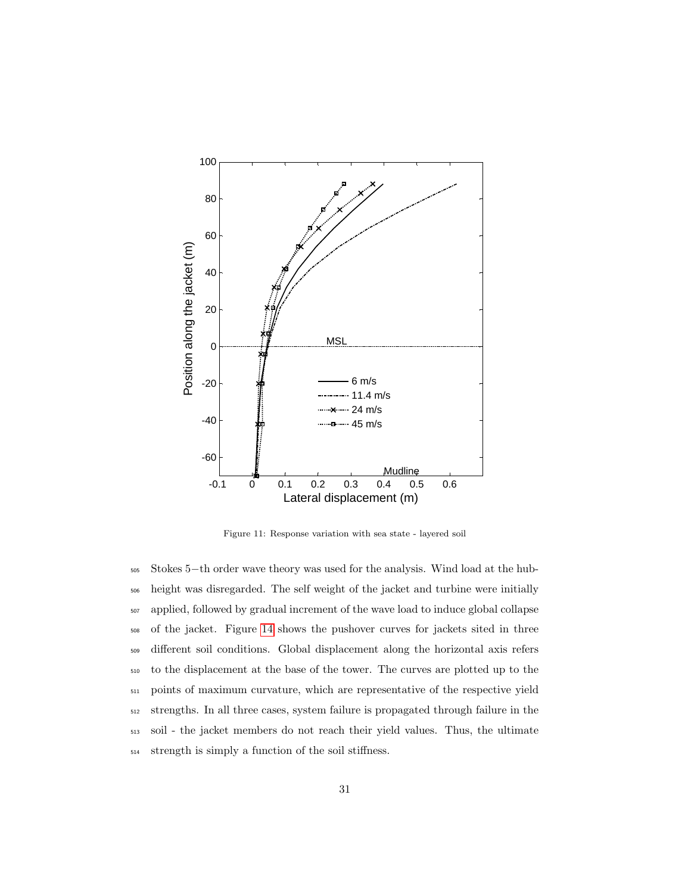Figure 11: Response variation with sea state - layered soil

Stokes 5−th order wave theory was used for the analysis. Wind load at the hub-height was disregarded. The self weight of the jacket and turbine were initially applied, followed by gradual increment of the wave load to induce global collapse of the jacket. Figure 14 shows the pushover curves for jackets sited in three different soil conditions. Global displacement along the horizontal axis refers to the displacement at the base of the tower. The curves are plotted up to the points of maximum curvature, which are representative of the respective yield strengths. In all three cases, system failure is propagated through failure in the soil - the jacket members do not reach their yield values. Thus, the ultimate strength is simply a function of the soil stiffness.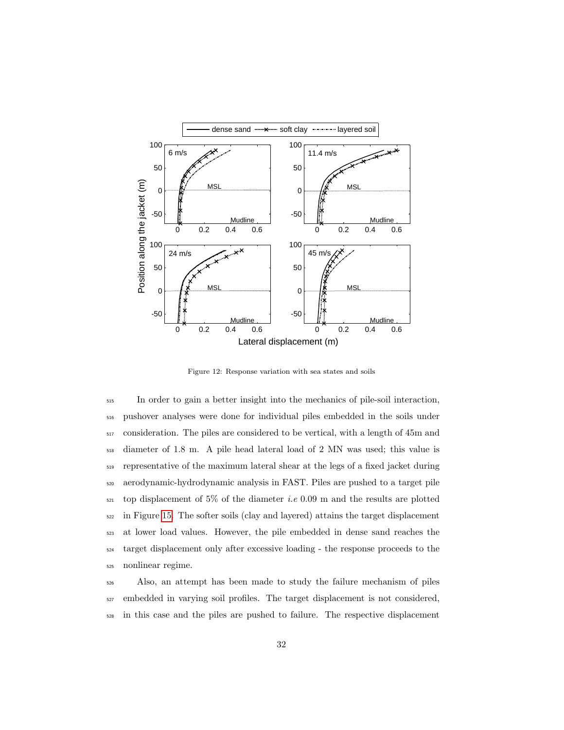Figure 12: Response variation with sea states and soils

In order to gain a better insight into the mechanics of pile-soil interaction, pushover analyses were done for individual piles embedded in the soils under consideration. The piles are considered to be vertical, with a length of 45m and diameter of 1.8 m. A pile head lateral load of 2 MN was used; this value is representative of the maximum lateral shear at the legs of a fixed jacket during aerodynamic-hydrodynamic analysis in FAST. Piles are pushed to a target pile top displacement of 5% of the diameter *i.e* 0.09 m and the results are plotted in Figure 15. The softer soils (clay and layered) attains the target displacement at lower load values. However, the pile embedded in dense sand reaches the target displacement only after excessive loading - the response proceeds to the nonlinear regime.

Also, an attempt has been made to study the failure mechanism of piles embedded in varying soil profiles. The target displacement is not considered, in this case and the piles are pushed to failure. The respective displacement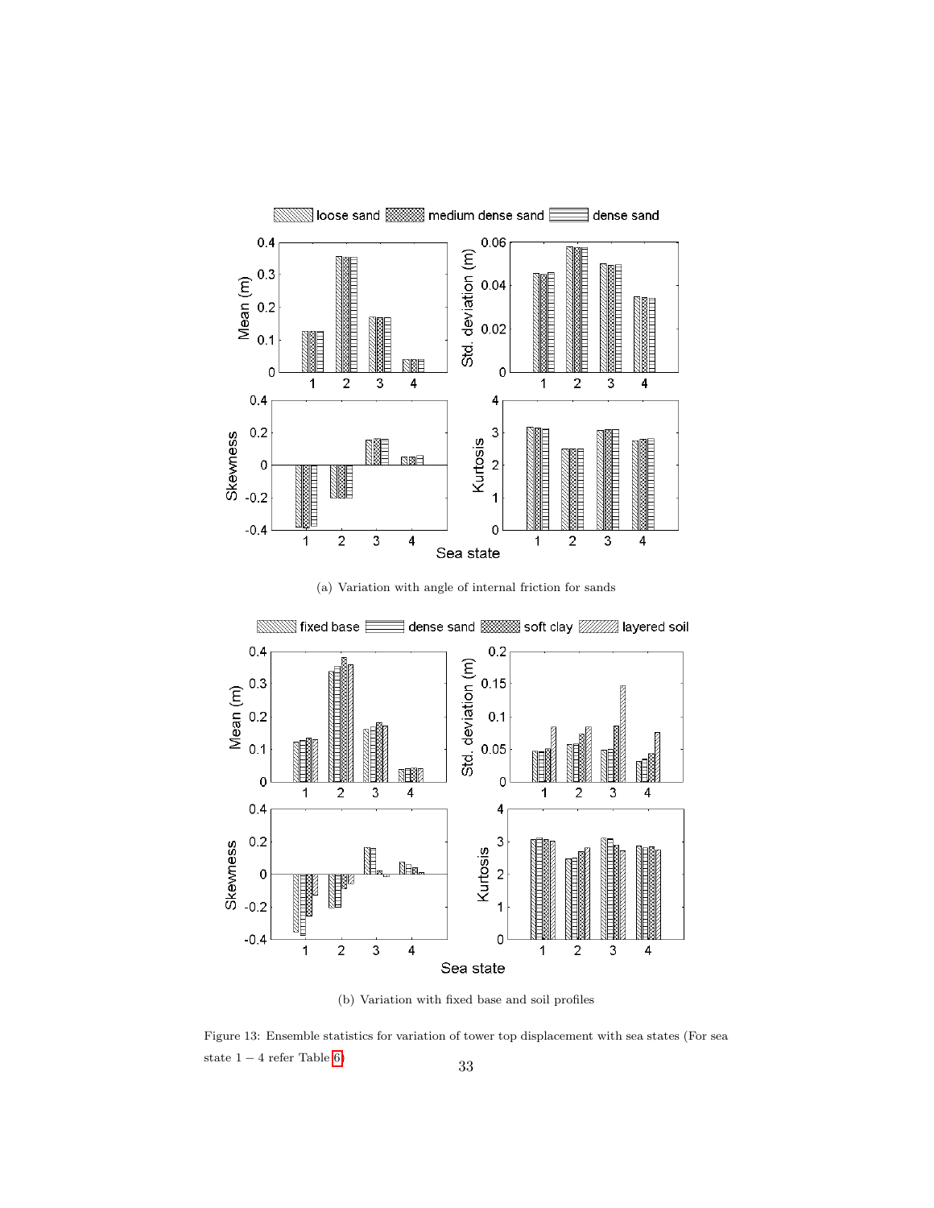(a) Variation with angle of internal friction for sands

(b) Variation with fixed base and soil profiles

Figure 13: Ensemble statistics for variation of tower top displacement with sea states (For sea state $1-4$ refer Table 6)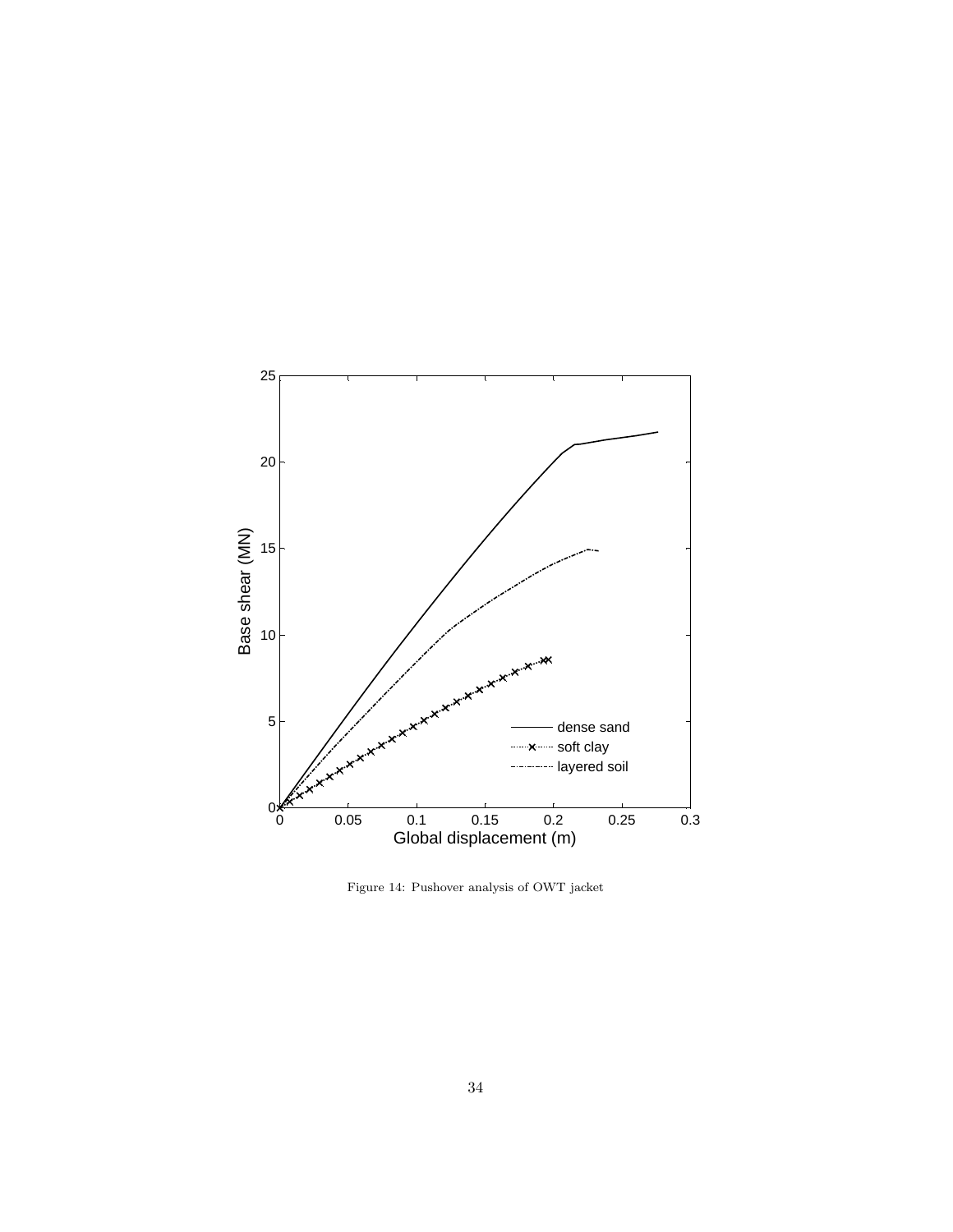Figure 14: Pushover analysis of OWT jacket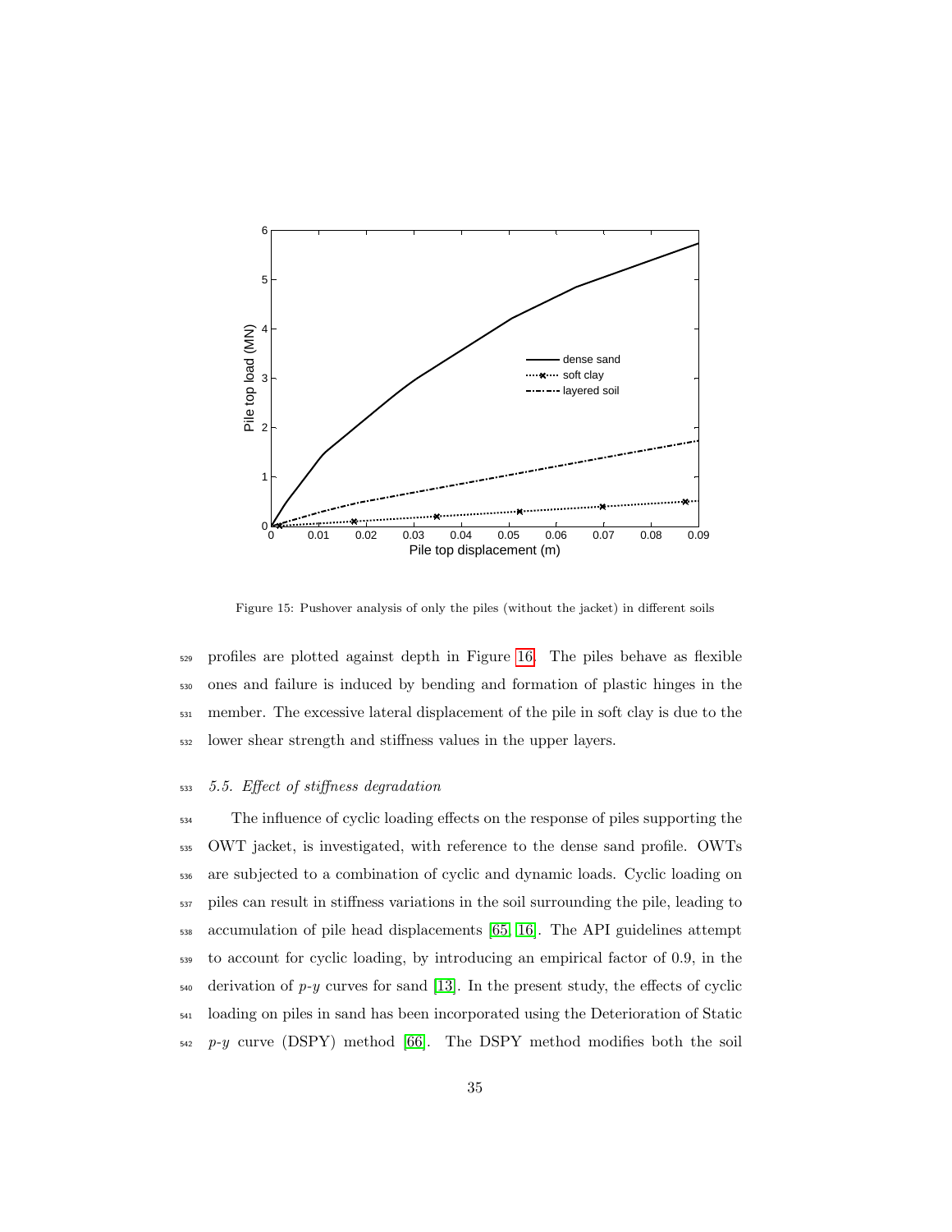Figure 15: Pushover analysis of only the piles (without the jacket) in different soils

profiles are plotted against depth in Figure 16. The piles behave as flexible ones and failure is induced by bending and formation of plastic hinges in the member. The excessive lateral displacement of the pile in soft clay is due to the lower shear strength and stiffness values in the upper layers.

### 5.5. Effect of stiffness degradation

The influence of cyclic loading effects on the response of piles supporting the OWT jacket, is investigated, with reference to the dense sand profile. OWTs are subjected to a combination of cyclic and dynamic loads. Cyclic loading on piles can result in stiffness variations in the soil surrounding the pile, leading to accumulation of pile head displacements [65, 16]. The API guidelines attempt to account for cyclic loading, by introducing an empirical factor of 0.9, in the derivation of $p$-$y$ curves for sand [13]. In the present study, the effects of cyclic loading on piles in sand has been incorporated using the Deterioration of Static $p$-$y$ curve (DSPY) method [66]. The DSPY method modifies both the soil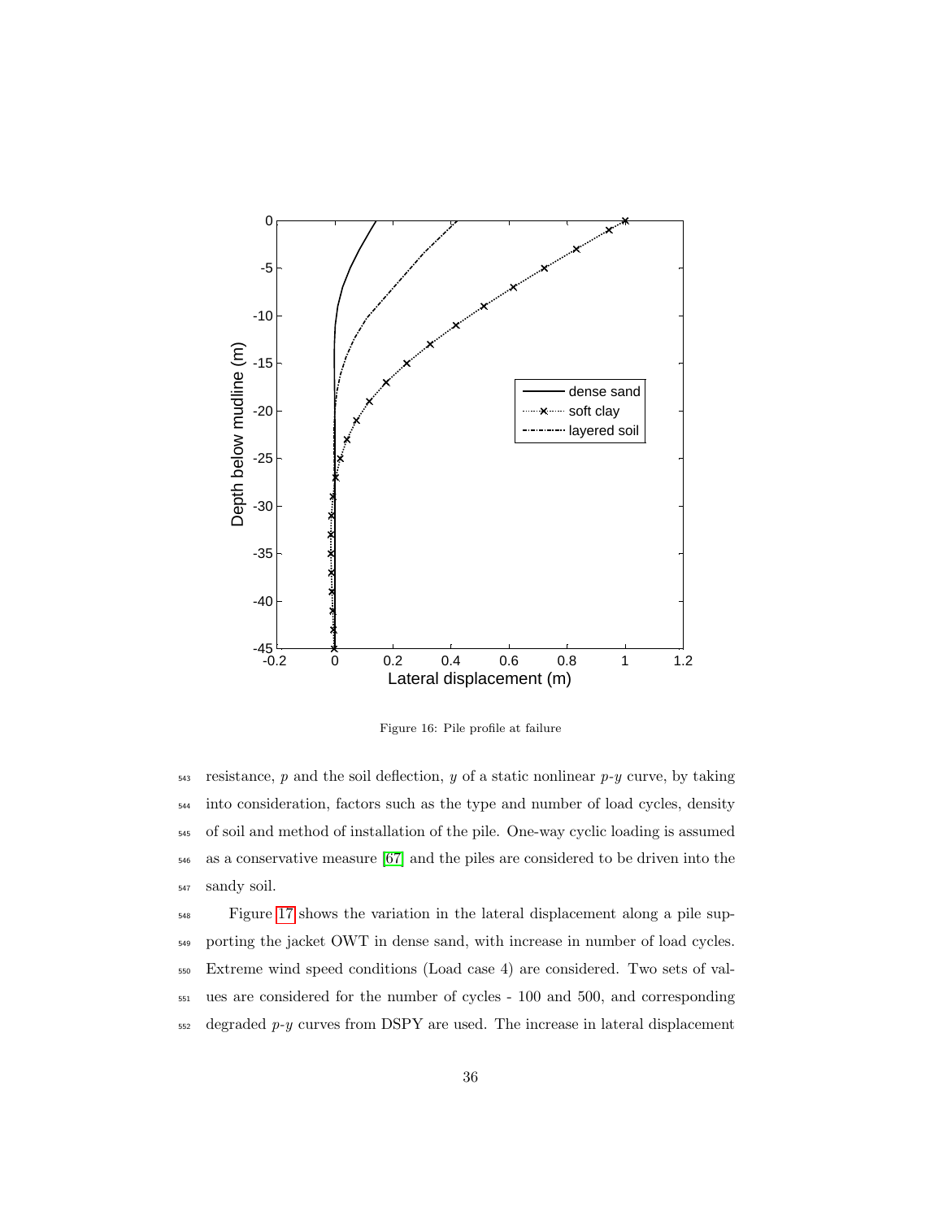Figure 16: Pile profile at failure

resistance, $p$ and the soil deflection, $y$ of a static nonlinear $p$-$y$ curve, by taking into consideration, factors such as the type and number of load cycles, density of soil and method of installation of the pile. One-way cyclic loading is assumed as a conservative measure [67] and the piles are considered to be driven into the sandy soil.

Figure 17 shows the variation in the lateral displacement along a pile supporting the jacket OWT in dense sand, with increase in number of load cycles. Extreme wind speed conditions (Load case 4) are considered. Two sets of values are considered for the number of cycles - 100 and 500, and corresponding degraded $p$-$y$ curves from DSPY are used. The increase in lateral displacement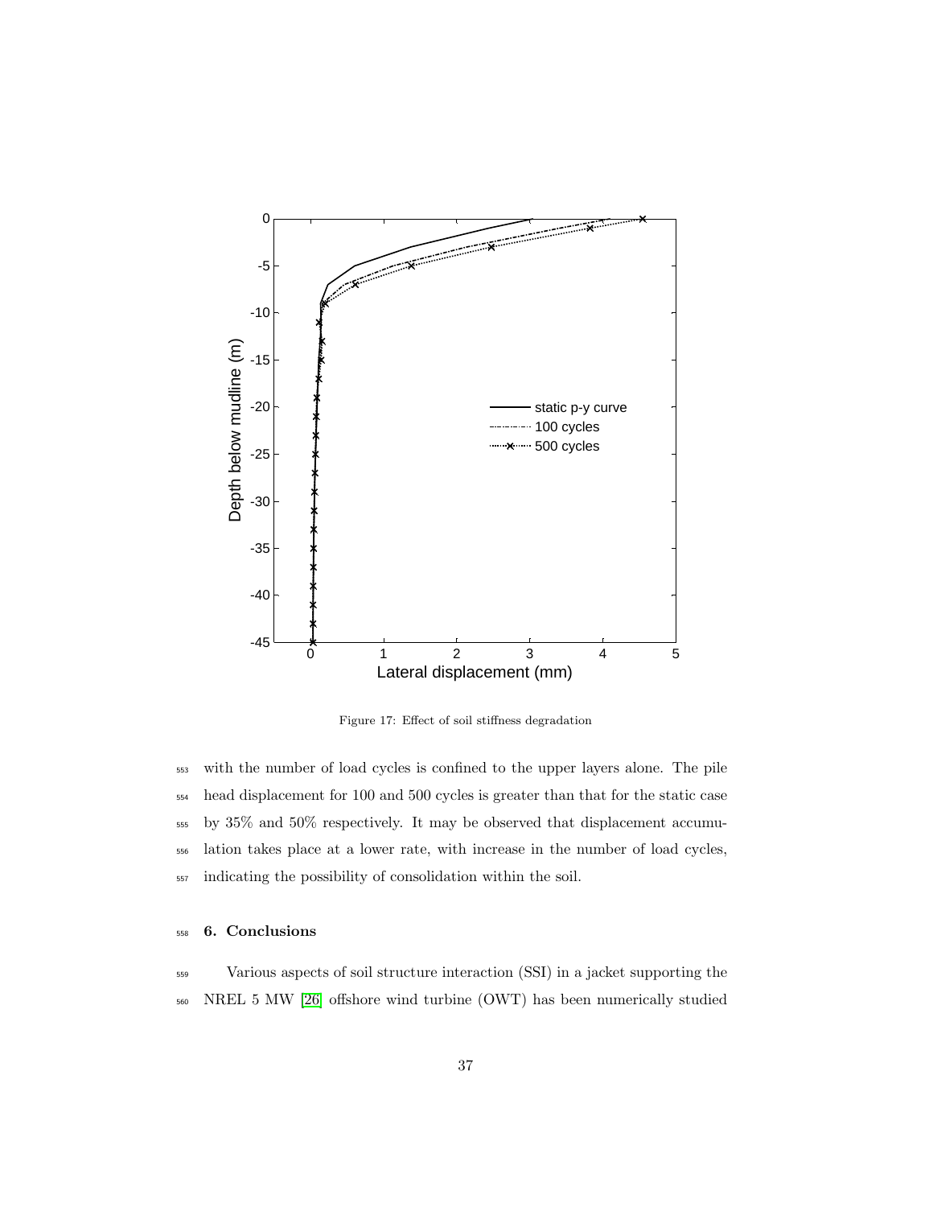Figure 17: Effect of soil stiffness degradation

with the number of load cycles is confined to the upper layers alone. The pile head displacement for 100 and 500 cycles is greater than that for the static case by 35% and 50% respectively. It may be observed that displacement accumulation takes place at a lower rate, with increase in the number of load cycles, indicating the possibility of consolidation within the soil.

## 6. Conclusions

Various aspects of soil structure interaction (SSI) in a jacket supporting the NREL 5 MW [26] offshore wind turbine (OWT) has been numerically studied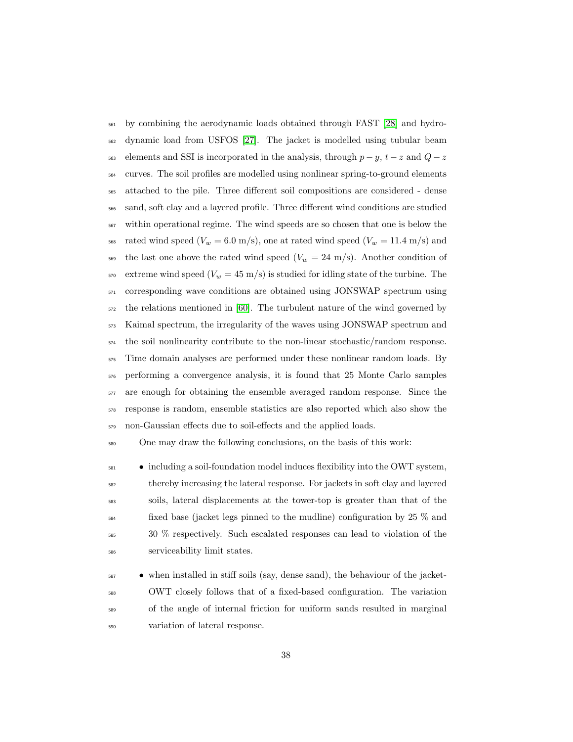by combining the aerodynamic loads obtained through FAST [28] and hydrodynamic load from USFOS [27]. The jacket is modelled using tubular beam elements and SSI is incorporated in the analysis, through $p-y$, $t-z$ and $Q-z$ curves. The soil profiles are modelled using nonlinear spring-to-ground elements attached to the pile. Three different soil compositions are considered - dense sand, soft clay and a layered profile. Three different wind conditions are studied within operational regime. The wind speeds are so chosen that one is below the rated wind speed ($V_w = 6.0$ m/s), one at rated wind speed ($V_w = 11.4$ m/s) and the last one above the rated wind speed ($V_w = 24$ m/s). Another condition of extreme wind speed ($V_w = 45$ m/s) is studied for idling state of the turbine. The corresponding wave conditions are obtained using JONSWAP spectrum using the relations mentioned in [60]. The turbulent nature of the wind governed by Kaimal spectrum, the irregularity of the waves using JONSWAP spectrum and the soil nonlinearity contribute to the non-linear stochastic/random response. Time domain analyses are performed under these nonlinear random loads. By performing a convergence analysis, it is found that 25 Monte Carlo samples are enough for obtaining the ensemble averaged random response. Since the response is random, ensemble statistics are also reported which also show the non-Gaussian effects due to soil-effects and the applied loads.

One may draw the following conclusions, on the basis of this work:

- including a soil-foundation model induces flexibility into the OWT system, thereby increasing the lateral response. For jackets in soft clay and layered soils, lateral displacements at the tower-top is greater than that of the fixed base (jacket legs pinned to the mudline) configuration by 25 % and 30 % respectively. Such escalated responses can lead to violation of the serviceability limit states.

- when installed in stiff soils (say, dense sand), the behaviour of the jacket-OWT closely follows that of a fixed-based configuration. The variation of the angle of internal friction for uniform sands resulted in marginal variation of lateral response.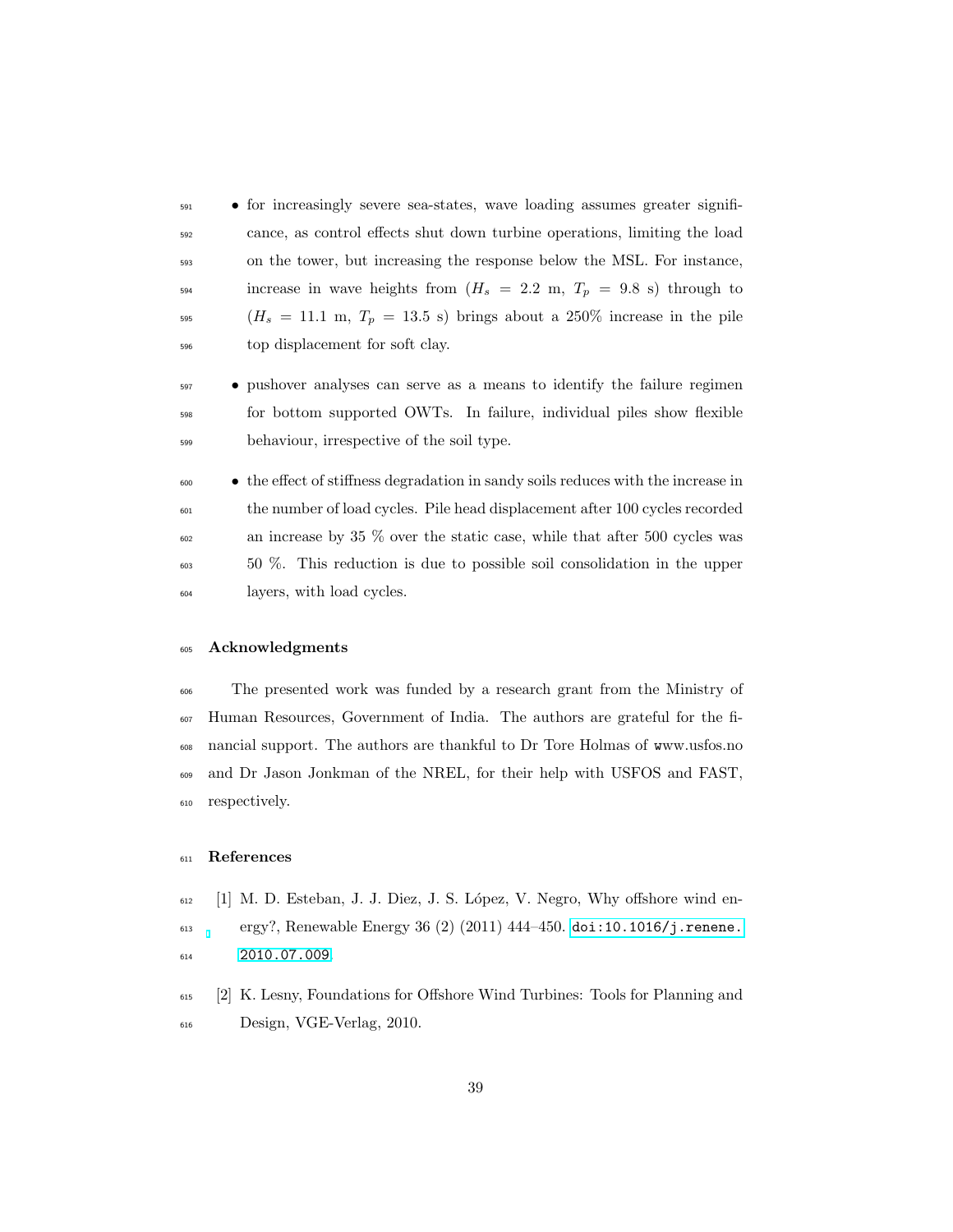- for increasingly severe sea-states, wave loading assumes greater significance, as control effects shut down turbine operations, limiting the load on the tower, but increasing the response below the MSL. For instance, increase in wave heights from ($H_s$ = 2.2 m, $T_p$ = 9.8 s) through to ($H_s$ = 11.1 m, $T_p$ = 13.5 s) brings about a 250% increase in the pile top displacement for soft clay.

- pushover analyses can serve as a means to identify the failure regimen for bottom supported OWTs. In failure, individual piles show flexible behaviour, irrespective of the soil type.

- the effect of stiffness degradation in sandy soils reduces with the increase in the number of load cycles. Pile head displacement after 100 cycles recorded an increase by 35 % over the static case, while that after 500 cycles was 50 %. This reduction is due to possible soil consolidation in the upper layers, with load cycles.

## Acknowledgments

The presented work was funded by a research grant from the Ministry of Human Resources, Government of India. The authors are grateful for the financial support. The authors are thankful to Dr Tore Holmas of www.usfos.no and Dr Jason Jonkman of the NREL, for their help with USFOS and FAST, respectively.

## References

[1] M. D. Esteban, J. J. Diez, J. S. López, V. Negro, Why offshore wind energy?, Renewable Energy 36 (2) (2011) 444–450. doi:10.1016/j.renene.2010.07.009.

[2] K. Lesny, Foundations for Offshore Wind Turbines: Tools for Planning and Design, VGE-Verlag, 2010.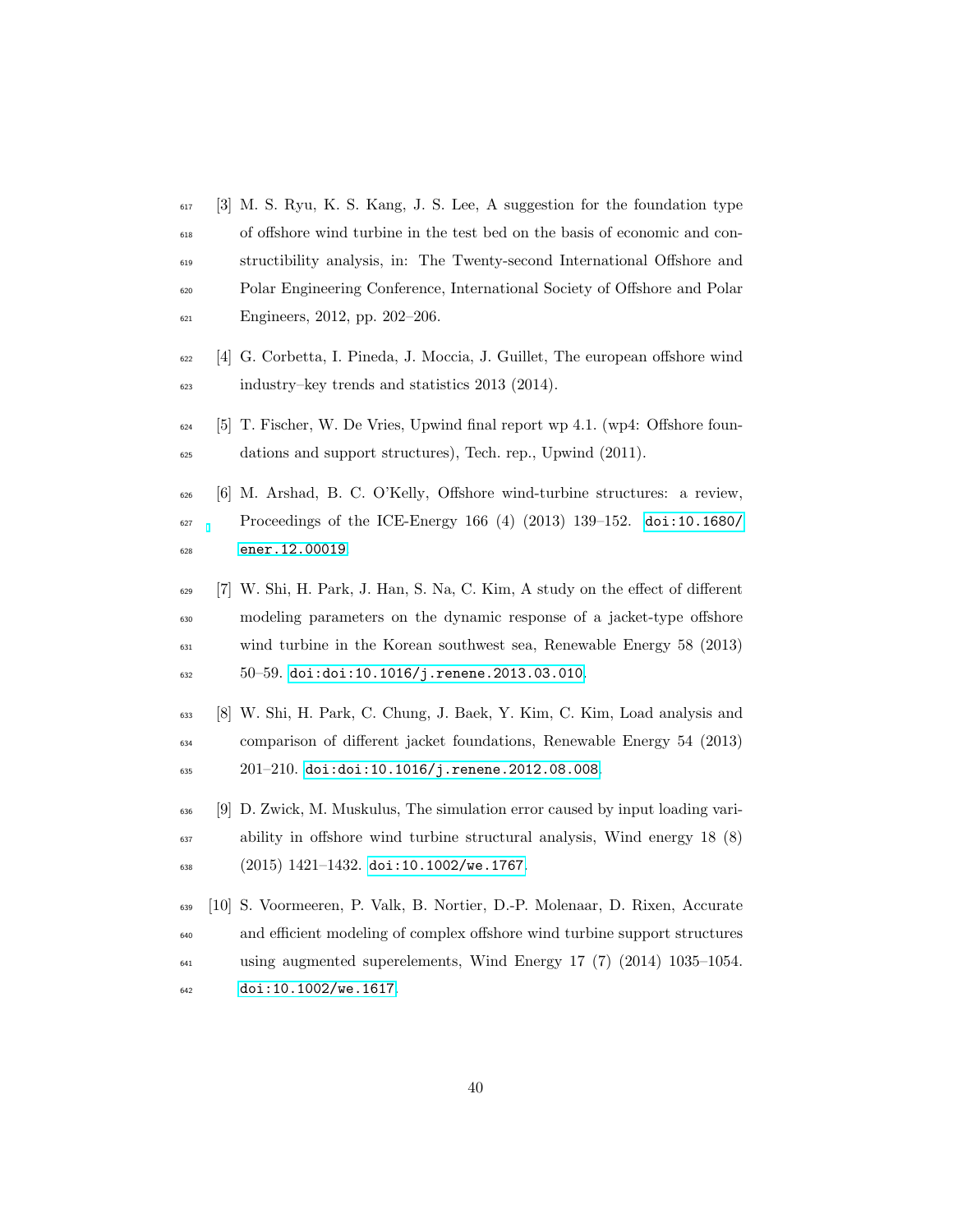[3] M. S. Ryu, K. S. Kang, J. S. Lee, A suggestion for the foundation type of offshore wind turbine in the test bed on the basis of economic and constructibility analysis, in: The Twenty-second International Offshore and Polar Engineering Conference, International Society of Offshore and Polar Engineers, 2012, pp. 202–206.

[4] G. Corbetta, I. Pineda, J. Moccia, J. Guillet, The european offshore wind industry–key trends and statistics 2013 (2014).

[5] T. Fischer, W. De Vries, Upwind final report wp 4.1. (wp4: Offshore foundations and support structures), Tech. rep., Upwind (2011).

[6] M. Arshad, B. C. O'Kelly, Offshore wind-turbine structures: a review, Proceedings of the ICE-Energy 166 (4) (2013) 139–152. doi:10.1680/ener.12.00019.

[7] W. Shi, H. Park, J. Han, S. Na, C. Kim, A study on the effect of different modeling parameters on the dynamic response of a jacket-type offshore wind turbine in the Korean southwest sea, Renewable Energy 58 (2013) 50–59. doi:doi:10.1016/j.renene.2013.03.010.

[8] W. Shi, H. Park, C. Chung, J. Baek, Y. Kim, C. Kim, Load analysis and comparison of different jacket foundations, Renewable Energy 54 (2013) 201–210. doi:doi:10.1016/j.renene.2012.08.008.

[9] D. Zwick, M. Muskulus, The simulation error caused by input loading variability in offshore wind turbine structural analysis, Wind energy 18 (8) (2015) 1421–1432. doi:10.1002/we.1767.

[10] S. Voormeeren, P. Valk, B. Nortier, D.-P. Molenaar, D. Rixen, Accurate and efficient modeling of complex offshore wind turbine support structures using augmented superelements, Wind Energy 17 (7) (2014) 1035–1054. doi:10.1002/we.1617.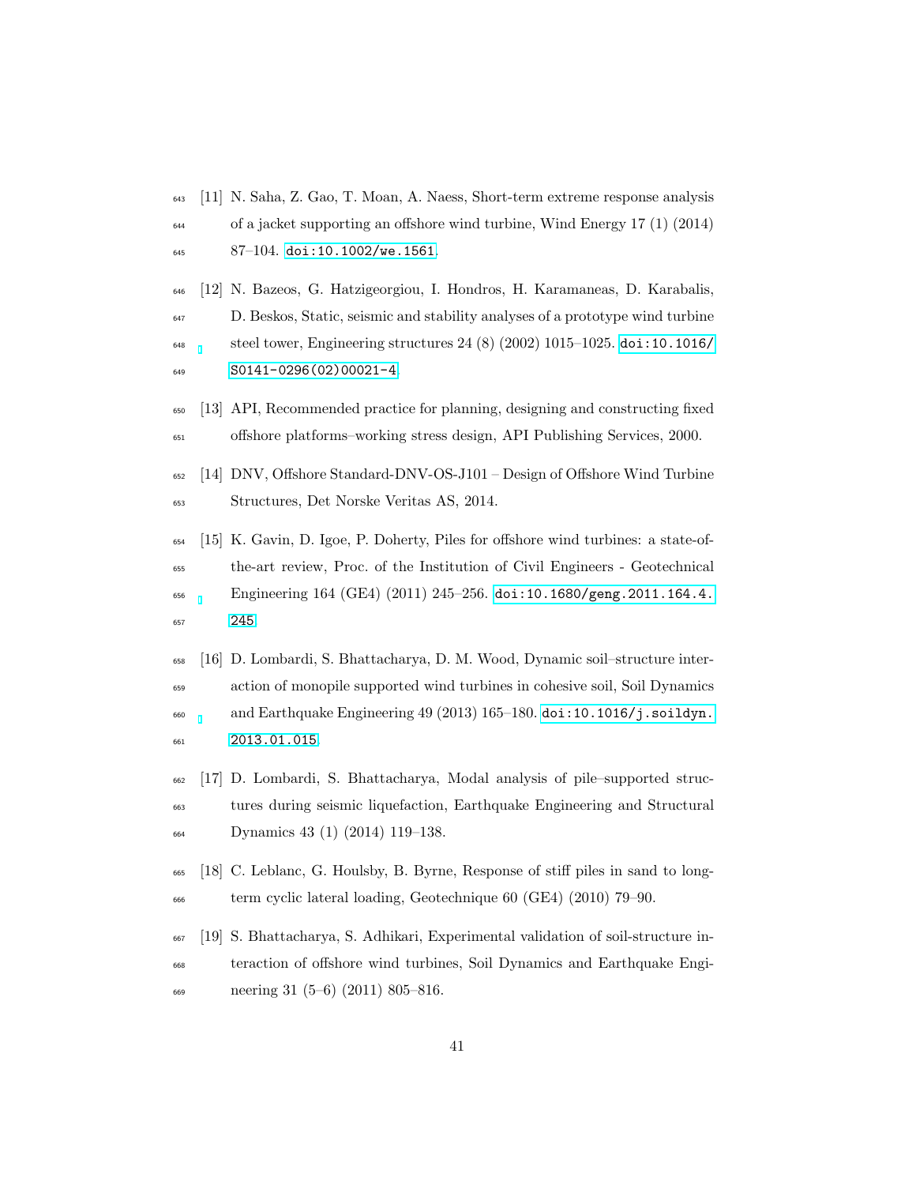[11] N. Saha, Z. Gao, T. Moan, A. Naess, Short-term extreme response analysis of a jacket supporting an offshore wind turbine, Wind Energy 17 (1) (2014) 87–104. doi:10.1002/we.1561.

[12] N. Bazeos, G. Hatzigeorgiou, I. Hondros, H. Karamaneas, D. Karabalis, D. Beskos, Static, seismic and stability analyses of a prototype wind turbine steel tower, Engineering structures 24 (8) (2002) 1015–1025. doi:10.1016/S0141-0296(02)00021-4.

[13] API, Recommended practice for planning, designing and constructing fixed offshore platforms–working stress design, API Publishing Services, 2000.

[14] DNV, Offshore Standard-DNV-OS-J101 – Design of Offshore Wind Turbine Structures, Det Norske Veritas AS, 2014.

[15] K. Gavin, D. Igoe, P. Doherty, Piles for offshore wind turbines: a state-of-the-art review, Proc. of the Institution of Civil Engineers - Geotechnical Engineering 164 (GE4) (2011) 245–256. doi:10.1680/geng.2011.164.4.245.

[16] D. Lombardi, S. Bhattacharya, D. M. Wood, Dynamic soil–structure interaction of monopile supported wind turbines in cohesive soil, Soil Dynamics and Earthquake Engineering 49 (2013) 165–180. doi:10.1016/j.soildyn.2013.01.015.

[17] D. Lombardi, S. Bhattacharya, Modal analysis of pile–supported structures during seismic liquefaction, Earthquake Engineering and Structural Dynamics 43 (1) (2014) 119–138.

[18] C. Leblanc, G. Houlsby, B. Byrne, Response of stiff piles in sand to long-term cyclic lateral loading, Geotechnique 60 (GE4) (2010) 79–90.

[19] S. Bhattacharya, S. Adhikari, Experimental validation of soil-structure interaction of offshore wind turbines, Soil Dynamics and Earthquake Engineering 31 (5–6) (2011) 805–816.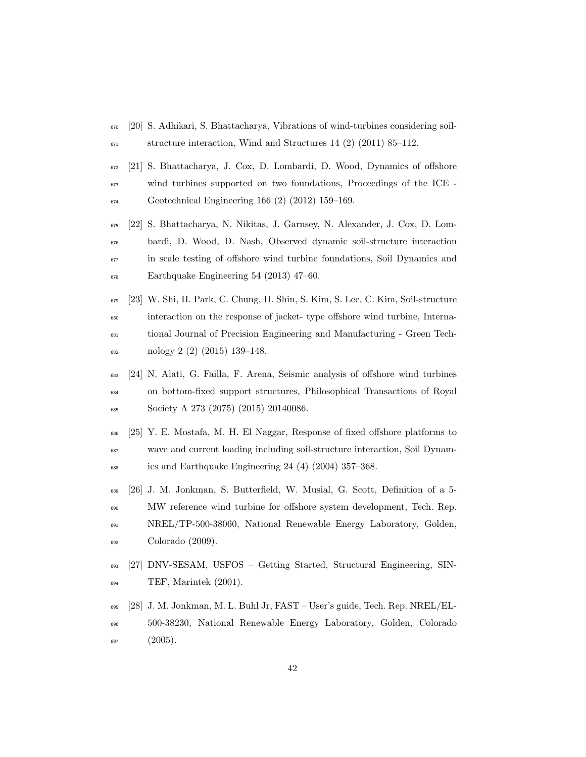[20] S. Adhikari, S. Bhattacharya, Vibrations of wind-turbines considering soil-structure interaction, Wind and Structures 14 (2) (2011) 85–112.

[21] S. Bhattacharya, J. Cox, D. Lombardi, D. Wood, Dynamics of offshore wind turbines supported on two foundations, Proceedings of the ICE - Geotechnical Engineering 166 (2) (2012) 159–169.

[22] S. Bhattacharya, N. Nikitas, J. Garnsey, N. Alexander, J. Cox, D. Lombardi, D. Wood, D. Nash, Observed dynamic soil-structure interaction in scale testing of offshore wind turbine foundations, Soil Dynamics and Earthquake Engineering 54 (2013) 47–60.

[23] W. Shi, H. Park, C. Chung, H. Shin, S. Kim, S. Lee, C. Kim, Soil-structure interaction on the response of jacket- type offshore wind turbine, International Journal of Precision Engineering and Manufacturing - Green Technology 2 (2) (2015) 139–148.

[24] N. Alati, G. Failla, F. Arena, Seismic analysis of offshore wind turbines on bottom-fixed support structures, Philosophical Transactions of Royal Society A 273 (2075) (2015) 20140086.

[25] Y. E. Mostafa, M. H. El Naggar, Response of fixed offshore platforms to wave and current loading including soil-structure interaction, Soil Dynamics and Earthquake Engineering 24 (4) (2004) 357–368.

[26] J. M. Jonkman, S. Butterfield, W. Musial, G. Scott, Definition of a 5-MW reference wind turbine for offshore system development, Tech. Rep. NREL/TP-500-38060, National Renewable Energy Laboratory, Golden, Colorado (2009).

[27] DNV-SESAM, USFOS – Getting Started, Structural Engineering, SINTEF, Marintek (2001).

[28] J. M. Jonkman, M. L. Buhl Jr, FAST – User's guide, Tech. Rep. NREL/EL-500-38230, National Renewable Energy Laboratory, Golden, Colorado (2005).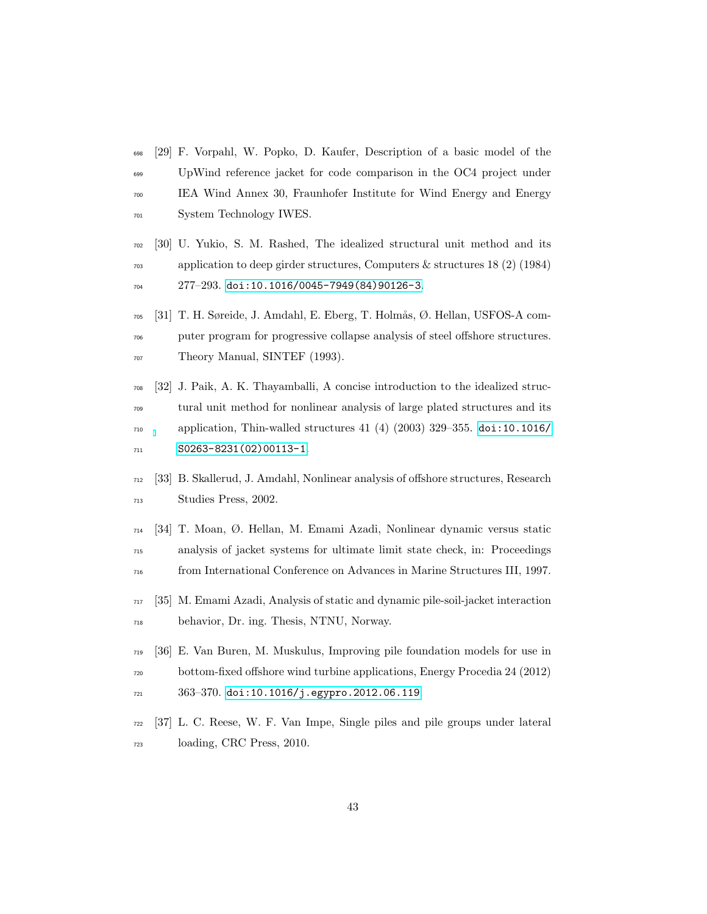[29] F. Vorpahl, W. Popko, D. Kaufer, Description of a basic model of the UpWind reference jacket for code comparison in the OC4 project under IEA Wind Annex 30, Fraunhofer Institute for Wind Energy and Energy System Technology IWES.

[30] U. Yukio, S. M. Rashed, The idealized structural unit method and its application to deep girder structures, Computers & structures 18 (2) (1984) 277–293. doi:10.1016/0045-7949(84)90126-3.

[31] T. H. Søreide, J. Amdahl, E. Eberg, T. Holmås, Ø. Hellan, USFOS-A computer program for progressive collapse analysis of steel offshore structures. Theory Manual, SINTEF (1993).

[32] J. Paik, A. K. Thayamballi, A concise introduction to the idealized structural unit method for nonlinear analysis of large plated structures and its application, Thin-walled structures 41 (4) (2003) 329–355. doi:10.1016/S0263-8231(02)00113-1.

[33] B. Skallerud, J. Amdahl, Nonlinear analysis of offshore structures, Research Studies Press, 2002.

[34] T. Moan, Ø. Hellan, M. Emami Azadi, Nonlinear dynamic versus static analysis of jacket systems for ultimate limit state check, in: Proceedings from International Conference on Advances in Marine Structures III, 1997.

[35] M. Emami Azadi, Analysis of static and dynamic pile-soil-jacket interaction behavior, Dr. ing. Thesis, NTNU, Norway.

[36] E. Van Buren, M. Muskulus, Improving pile foundation models for use in bottom-fixed offshore wind turbine applications, Energy Procedia 24 (2012) 363–370. doi:10.1016/j.egypro.2012.06.119.

[37] L. C. Reese, W. F. Van Impe, Single piles and pile groups under lateral loading, CRC Press, 2010.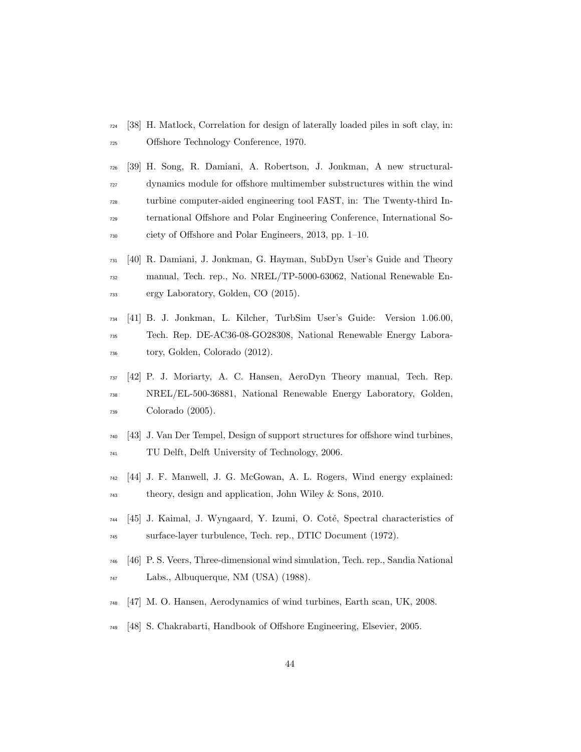[38] H. Matlock, Correlation for design of laterally loaded piles in soft clay, in: Offshore Technology Conference, 1970.

[39] H. Song, R. Damiani, A. Robertson, J. Jonkman, A new structural-dynamics module for offshore multimember substructures within the wind turbine computer-aided engineering tool FAST, in: The Twenty-third International Offshore and Polar Engineering Conference, International Society of Offshore and Polar Engineers, 2013, pp. 1–10.

[40] R. Damiani, J. Jonkman, G. Hayman, SubDyn User's Guide and Theory manual, Tech. rep., No. NREL/TP-5000-63062, National Renewable Energy Laboratory, Golden, CO (2015).

[41] B. J. Jonkman, L. Kilcher, TurbSim User's Guide: Version 1.06.00, Tech. Rep. DE-AC36-08-GO28308, National Renewable Energy Laboratory, Golden, Colorado (2012).

[42] P. J. Moriarty, A. C. Hansen, AeroDyn Theory manual, Tech. Rep. NREL/EL-500-36881, National Renewable Energy Laboratory, Golden, Colorado (2005).

[43] J. Van Der Tempel, Design of support structures for offshore wind turbines, TU Delft, Delft University of Technology, 2006.

[44] J. F. Manwell, J. G. McGowan, A. L. Rogers, Wind energy explained: theory, design and application, John Wiley & Sons, 2010.

[45] J. Kaimal, J. Wyngaard, Y. Izumi, O. Coté, Spectral characteristics of surface-layer turbulence, Tech. rep., DTIC Document (1972).

[46] P. S. Veers, Three-dimensional wind simulation, Tech. rep., Sandia National Labs., Albuquerque, NM (USA) (1988).

[47] M. O. Hansen, Aerodynamics of wind turbines, Earth scan, UK, 2008.

[48] S. Chakrabarti, Handbook of Offshore Engineering, Elsevier, 2005.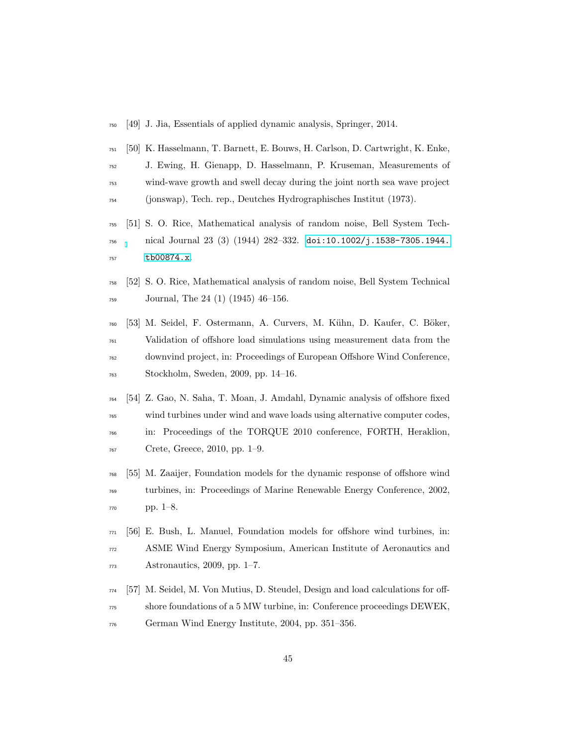[49] J. Jia, Essentials of applied dynamic analysis, Springer, 2014.

[50] K. Hasselmann, T. Barnett, E. Bouws, H. Carlson, D. Cartwright, K. Enke, J. Ewing, H. Gienapp, D. Hasselmann, P. Kruseman, Measurements of wind-wave growth and swell decay during the joint north sea wave project (jonswap), Tech. rep., Deutches Hydrographisches Institut (1973).

[51] S. O. Rice, Mathematical analysis of random noise, Bell System Technical Journal 23 (3) (1944) 282–332. doi:10.1002/j.1538-7305.1944.tb00874.x.

[52] S. O. Rice, Mathematical analysis of random noise, Bell System Technical Journal, The 24 (1) (1945) 46–156.

[53] M. Seidel, F. Ostermann, A. Curvers, M. Kühn, D. Kaufer, C. Böker, Validation of offshore load simulations using measurement data from the downvind project, in: Proceedings of European Offshore Wind Conference, Stockholm, Sweden, 2009, pp. 14–16.

[54] Z. Gao, N. Saha, T. Moan, J. Amdahl, Dynamic analysis of offshore fixed wind turbines under wind and wave loads using alternative computer codes, in: Proceedings of the TORQUE 2010 conference, FORTH, Heraklion, Crete, Greece, 2010, pp. 1–9.

[55] M. Zaaijer, Foundation models for the dynamic response of offshore wind turbines, in: Proceedings of Marine Renewable Energy Conference, 2002, pp. 1–8.

[56] E. Bush, L. Manuel, Foundation models for offshore wind turbines, in: ASME Wind Energy Symposium, American Institute of Aeronautics and Astronautics, 2009, pp. 1–7.

[57] M. Seidel, M. Von Mutius, D. Steudel, Design and load calculations for offshore foundations of a 5 MW turbine, in: Conference proceedings DEWEK, German Wind Energy Institute, 2004, pp. 351–356.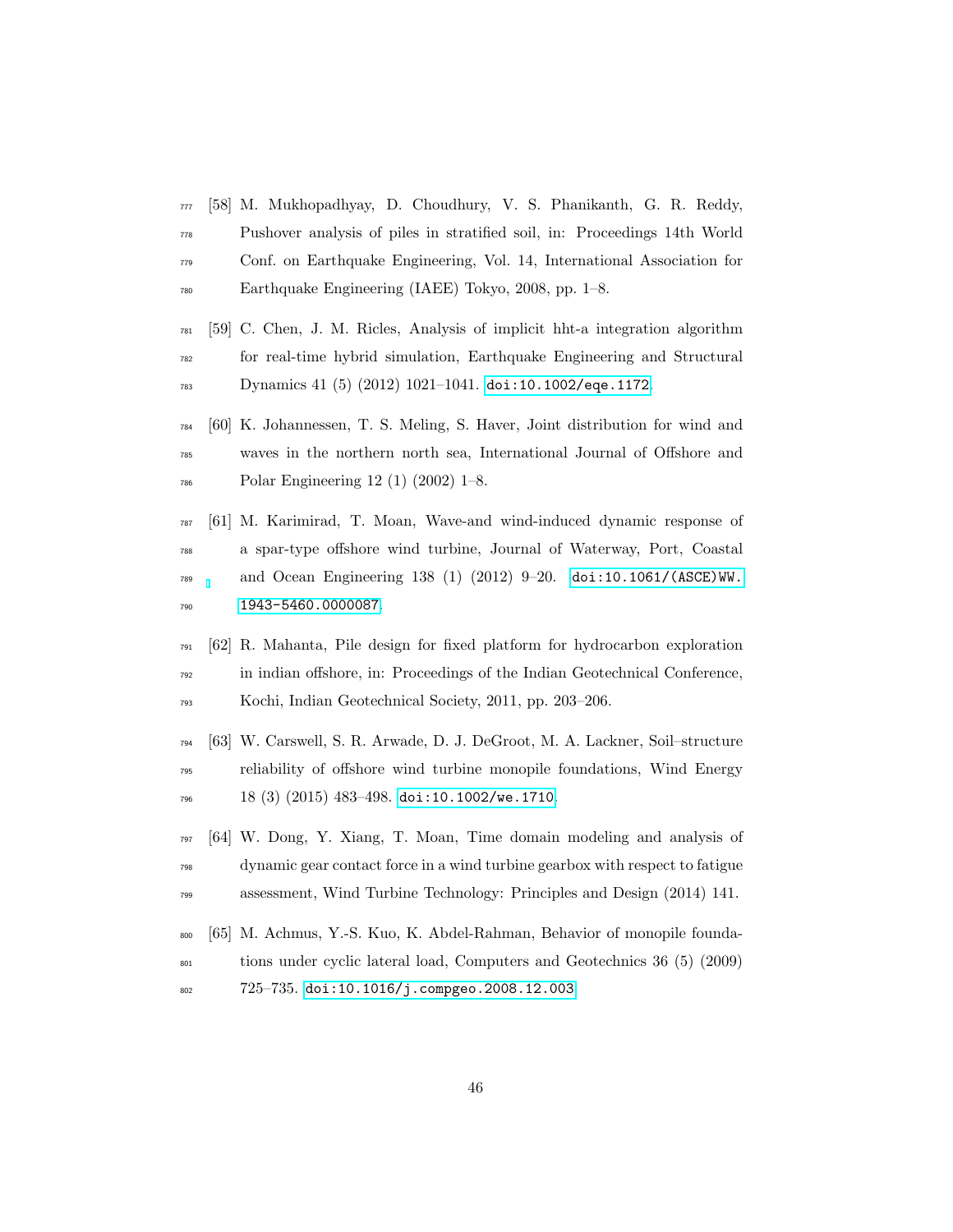[58] M. Mukhopadhyay, D. Choudhury, V. S. Phanikanth, G. R. Reddy, Pushover analysis of piles in stratified soil, in: Proceedings 14th World Conf. on Earthquake Engineering, Vol. 14, International Association for Earthquake Engineering (IAEE) Tokyo, 2008, pp. 1–8.

[59] C. Chen, J. M. Ricles, Analysis of implicit hht-a integration algorithm for real-time hybrid simulation, Earthquake Engineering and Structural Dynamics 41 (5) (2012) 1021–1041. doi:10.1002/eqe.1172.

[60] K. Johannessen, T. S. Meling, S. Haver, Joint distribution for wind and waves in the northern north sea, International Journal of Offshore and Polar Engineering 12 (1) (2002) 1–8.

[61] M. Karimirad, T. Moan, Wave-and wind-induced dynamic response of a spar-type offshore wind turbine, Journal of Waterway, Port, Coastal and Ocean Engineering 138 (1) (2012) 9–20. doi:10.1061/(ASCE)WW.1943-5460.0000087.

[62] R. Mahanta, Pile design for fixed platform for hydrocarbon exploration in indian offshore, in: Proceedings of the Indian Geotechnical Conference, Kochi, Indian Geotechnical Society, 2011, pp. 203–206.

[63] W. Carswell, S. R. Arwade, D. J. DeGroot, M. A. Lackner, Soil–structure reliability of offshore wind turbine monopile foundations, Wind Energy 18 (3) (2015) 483–498. doi:10.1002/we.1710.

[64] W. Dong, Y. Xiang, T. Moan, Time domain modeling and analysis of dynamic gear contact force in a wind turbine gearbox with respect to fatigue assessment, Wind Turbine Technology: Principles and Design (2014) 141.

[65] M. Achmus, Y.-S. Kuo, K. Abdel-Rahman, Behavior of monopile foundations under cyclic lateral load, Computers and Geotechnics 36 (5) (2009) 725–735. doi:10.1016/j.compgeo.2008.12.003.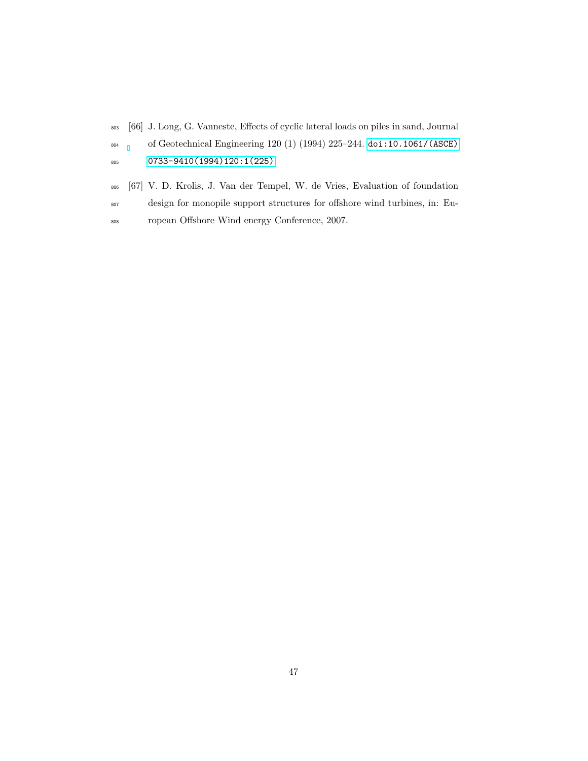[66] J. Long, G. Vanneste, Effects of cyclic lateral loads on piles in sand, Journal of Geotechnical Engineering 120 (1) (1994) 225–244. doi:10.1061/(ASCE)0733-9410(1994)120:1(225)

[67] V. D. Krolis, J. Van der Tempel, W. de Vries, Evaluation of foundation design for monopile support structures for offshore wind turbines, in: European Offshore Wind energy Conference, 2007.